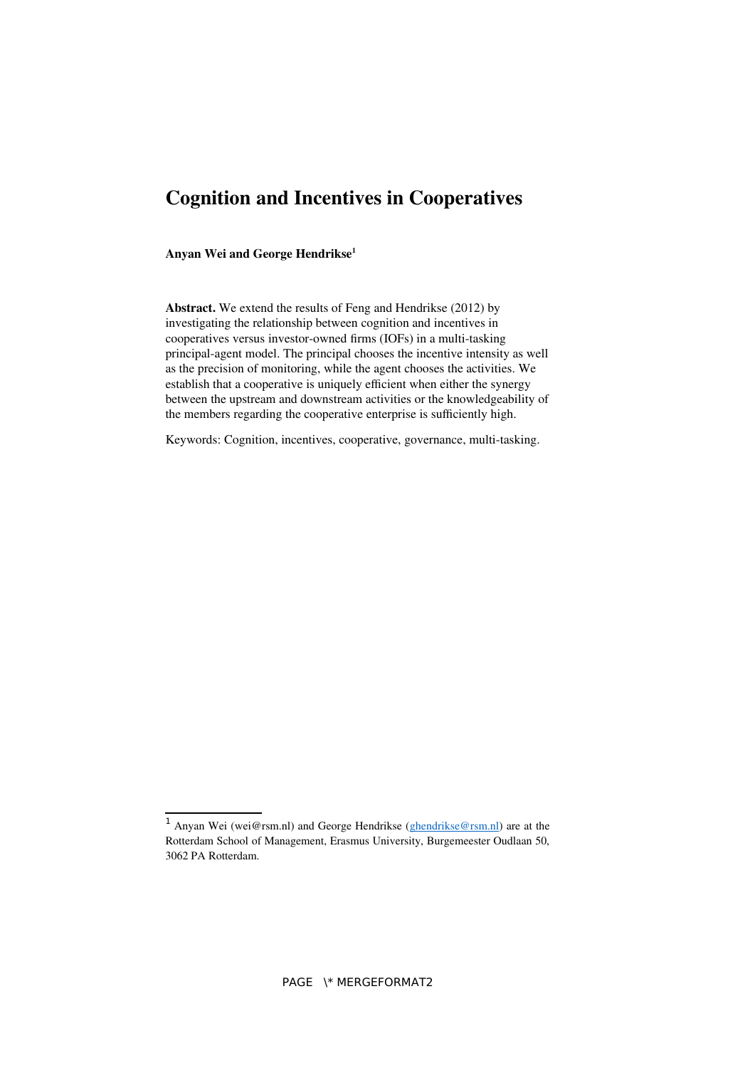# Cognition and Incentives in Cooperatives

**Anyan Wei and George Hendrikse**[1]

**Abstract.** We extend the results of Feng and Hendrikse (2012) by investigating the relationship between cognition and incentives in cooperatives versus investor-owned firms (IOFs) in a multi-tasking principal-agent model. The principal chooses the incentive intensity as well as the precision of monitoring, while the agent chooses the activities. We establish that a cooperative is uniquely efficient when either the synergy between the upstream and downstream activities or the knowledgeability of the members regarding the cooperative enterprise is sufficiently high.

Keywords: Cognition, incentives, cooperative, governance, multi-tasking.

[1] Anyan Wei (wei@rsm.nl) and George Hendrikse (ghendrikse@rsm.nl) are at the Rotterdam School of Management, Erasmus University, Burgemeester Oudlaan 50, 3062 PA Rotterdam.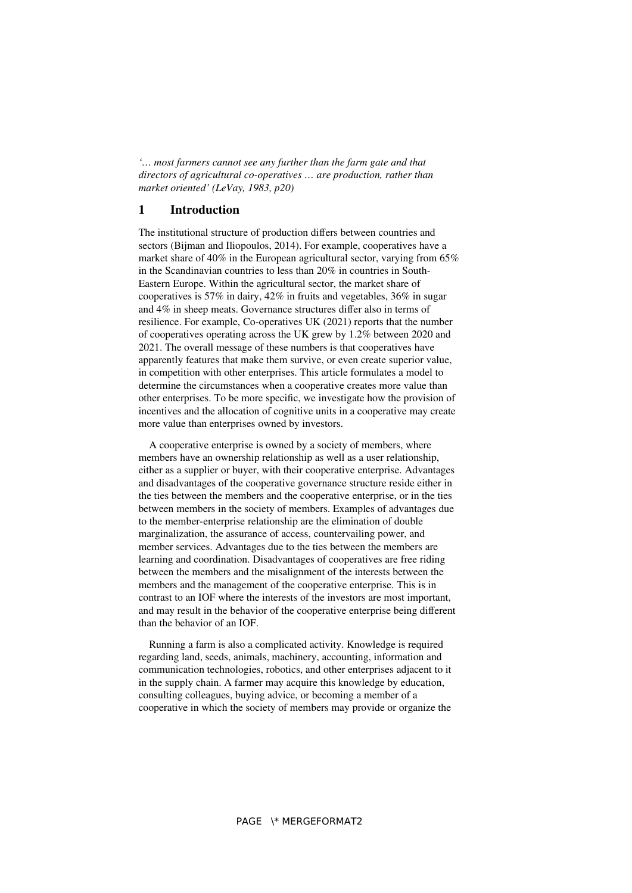*'… most farmers cannot see any further than the farm gate and that directors of agricultural co-operatives … are production, rather than market oriented' (LeVay, 1983, p20)*

## 1 Introduction

The institutional structure of production differs between countries and sectors (Bijman and Iliopoulos, 2014). For example, cooperatives have a market share of 40% in the European agricultural sector, varying from 65% in the Scandinavian countries to less than 20% in countries in South-Eastern Europe. Within the agricultural sector, the market share of cooperatives is 57% in dairy, 42% in fruits and vegetables, 36% in sugar and 4% in sheep meats. Governance structures differ also in terms of resilience. For example, Co-operatives UK (2021) reports that the number of cooperatives operating across the UK grew by 1.2% between 2020 and 2021. The overall message of these numbers is that cooperatives have apparently features that make them survive, or even create superior value, in competition with other enterprises. This article formulates a model to determine the circumstances when a cooperative creates more value than other enterprises. To be more specific, we investigate how the provision of incentives and the allocation of cognitive units in a cooperative may create more value than enterprises owned by investors.

A cooperative enterprise is owned by a society of members, where members have an ownership relationship as well as a user relationship, either as a supplier or buyer, with their cooperative enterprise. Advantages and disadvantages of the cooperative governance structure reside either in the ties between the members and the cooperative enterprise, or in the ties between members in the society of members. Examples of advantages due to the member-enterprise relationship are the elimination of double marginalization, the assurance of access, countervailing power, and member services. Advantages due to the ties between the members are learning and coordination. Disadvantages of cooperatives are free riding between the members and the misalignment of the interests between the members and the management of the cooperative enterprise. This is in contrast to an IOF where the interests of the investors are most important, and may result in the behavior of the cooperative enterprise being different than the behavior of an IOF.

Running a farm is also a complicated activity. Knowledge is required regarding land, seeds, animals, machinery, accounting, information and communication technologies, robotics, and other enterprises adjacent to it in the supply chain. A farmer may acquire this knowledge by education, consulting colleagues, buying advice, or becoming a member of a cooperative in which the society of members may provide or organize the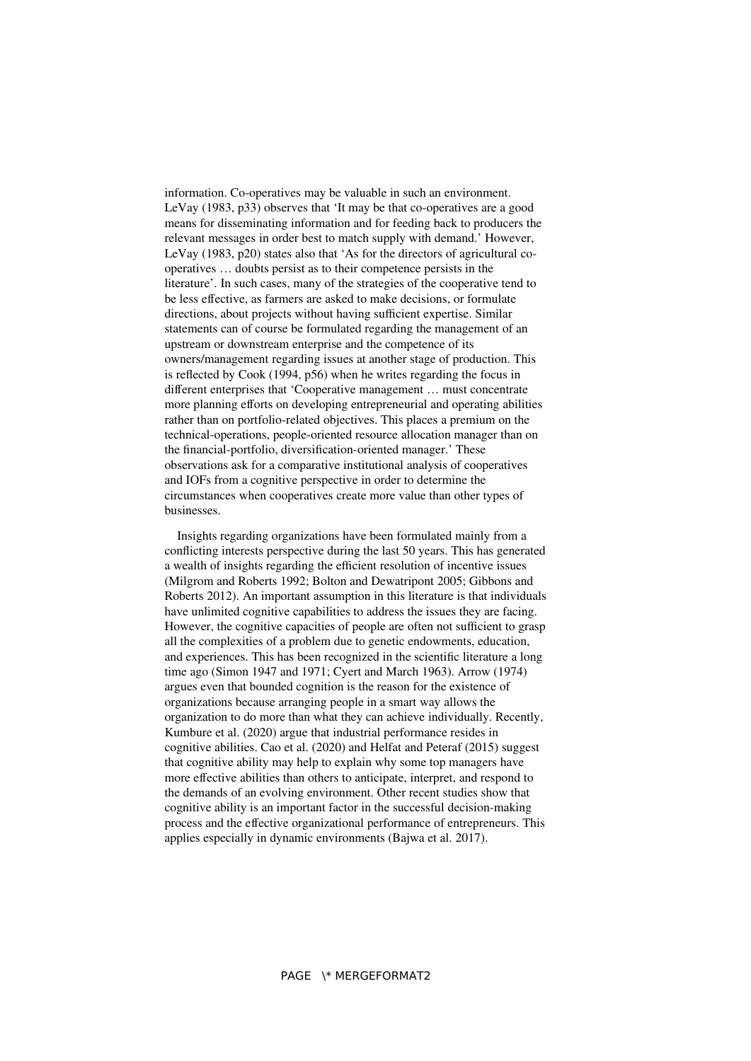information. Co-operatives may be valuable in such an environment. LeVay (1983, p33) observes that 'It may be that co-operatives are a good means for disseminating information and for feeding back to producers the relevant messages in order best to match supply with demand.' However, LeVay (1983, p20) states also that 'As for the directors of agricultural co-operatives … doubts persist as to their competence persists in the literature'. In such cases, many of the strategies of the cooperative tend to be less effective, as farmers are asked to make decisions, or formulate directions, about projects without having sufficient expertise. Similar statements can of course be formulated regarding the management of an upstream or downstream enterprise and the competence of its owners/management regarding issues at another stage of production. This is reflected by Cook (1994, p56) when he writes regarding the focus in different enterprises that 'Cooperative management … must concentrate more planning efforts on developing entrepreneurial and operating abilities rather than on portfolio-related objectives. This places a premium on the technical-operations, people-oriented resource allocation manager than on the financial-portfolio, diversification-oriented manager.' These observations ask for a comparative institutional analysis of cooperatives and IOFs from a cognitive perspective in order to determine the circumstances when cooperatives create more value than other types of businesses.

Insights regarding organizations have been formulated mainly from a conflicting interests perspective during the last 50 years. This has generated a wealth of insights regarding the efficient resolution of incentive issues (Milgrom and Roberts 1992; Bolton and Dewatripont 2005; Gibbons and Roberts 2012). An important assumption in this literature is that individuals have unlimited cognitive capabilities to address the issues they are facing. However, the cognitive capacities of people are often not sufficient to grasp all the complexities of a problem due to genetic endowments, education, and experiences. This has been recognized in the scientific literature a long time ago (Simon 1947 and 1971; Cyert and March 1963). Arrow (1974) argues even that bounded cognition is the reason for the existence of organizations because arranging people in a smart way allows the organization to do more than what they can achieve individually. Recently, Kumbure et al. (2020) argue that industrial performance resides in cognitive abilities. Cao et al. (2020) and Helfat and Peteraf (2015) suggest that cognitive ability may help to explain why some top managers have more effective abilities than others to anticipate, interpret, and respond to the demands of an evolving environment. Other recent studies show that cognitive ability is an important factor in the successful decision-making process and the effective organizational performance of entrepreneurs. This applies especially in dynamic environments (Bajwa et al. 2017).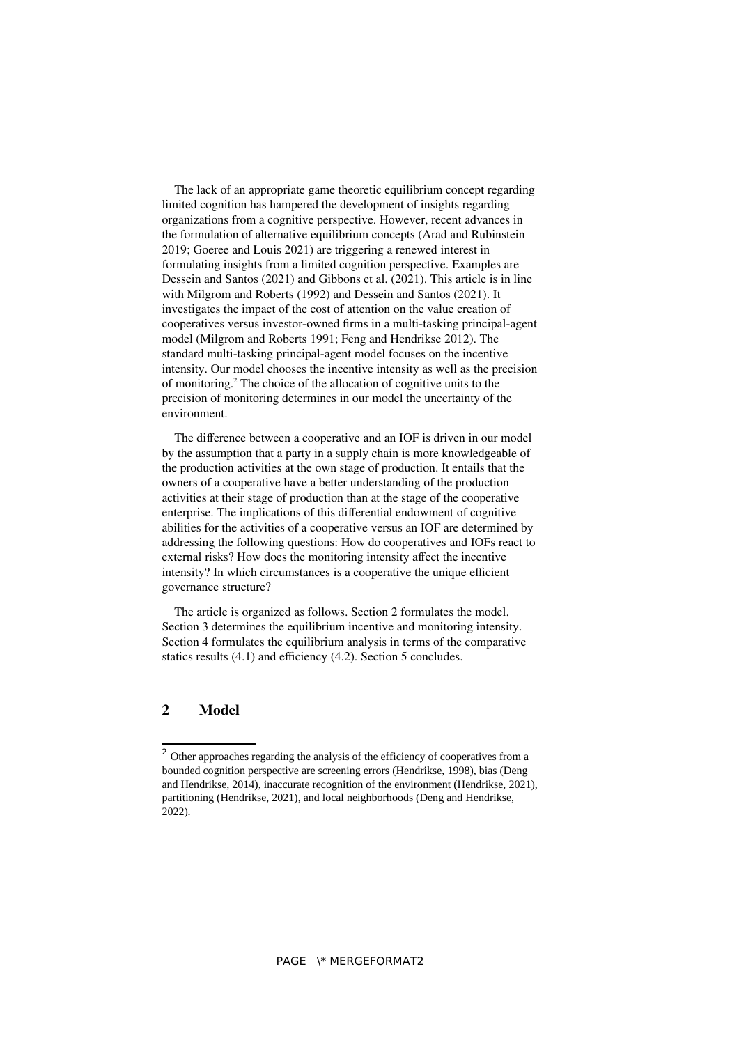The lack of an appropriate game theoretic equilibrium concept regarding limited cognition has hampered the development of insights regarding organizations from a cognitive perspective. However, recent advances in the formulation of alternative equilibrium concepts (Arad and Rubinstein 2019; Goeree and Louis 2021) are triggering a renewed interest in formulating insights from a limited cognition perspective. Examples are Dessein and Santos (2021) and Gibbons et al. (2021). This article is in line with Milgrom and Roberts (1992) and Dessein and Santos (2021). It investigates the impact of the cost of attention on the value creation of cooperatives versus investor-owned firms in a multi-tasking principal-agent model (Milgrom and Roberts 1991; Feng and Hendrikse 2012). The standard multi-tasking principal-agent model focuses on the incentive intensity. Our model chooses the incentive intensity as well as the precision of monitoring.[2] The choice of the allocation of cognitive units to the precision of monitoring determines in our model the uncertainty of the environment.

The difference between a cooperative and an IOF is driven in our model by the assumption that a party in a supply chain is more knowledgeable of the production activities at the own stage of production. It entails that the owners of a cooperative have a better understanding of the production activities at their stage of production than at the stage of the cooperative enterprise. The implications of this differential endowment of cognitive abilities for the activities of a cooperative versus an IOF are determined by addressing the following questions: How do cooperatives and IOFs react to external risks? How does the monitoring intensity affect the incentive intensity? In which circumstances is a cooperative the unique efficient governance structure?

The article is organized as follows. Section 2 formulates the model. Section 3 determines the equilibrium incentive and monitoring intensity. Section 4 formulates the equilibrium analysis in terms of the comparative statics results (4.1) and efficiency (4.2). Section 5 concludes.

## 2 Model

[2] Other approaches regarding the analysis of the efficiency of cooperatives from a bounded cognition perspective are screening errors (Hendrikse, 1998), bias (Deng and Hendrikse, 2014), inaccurate recognition of the environment (Hendrikse, 2021), partitioning (Hendrikse, 2021), and local neighborhoods (Deng and Hendrikse, 2022).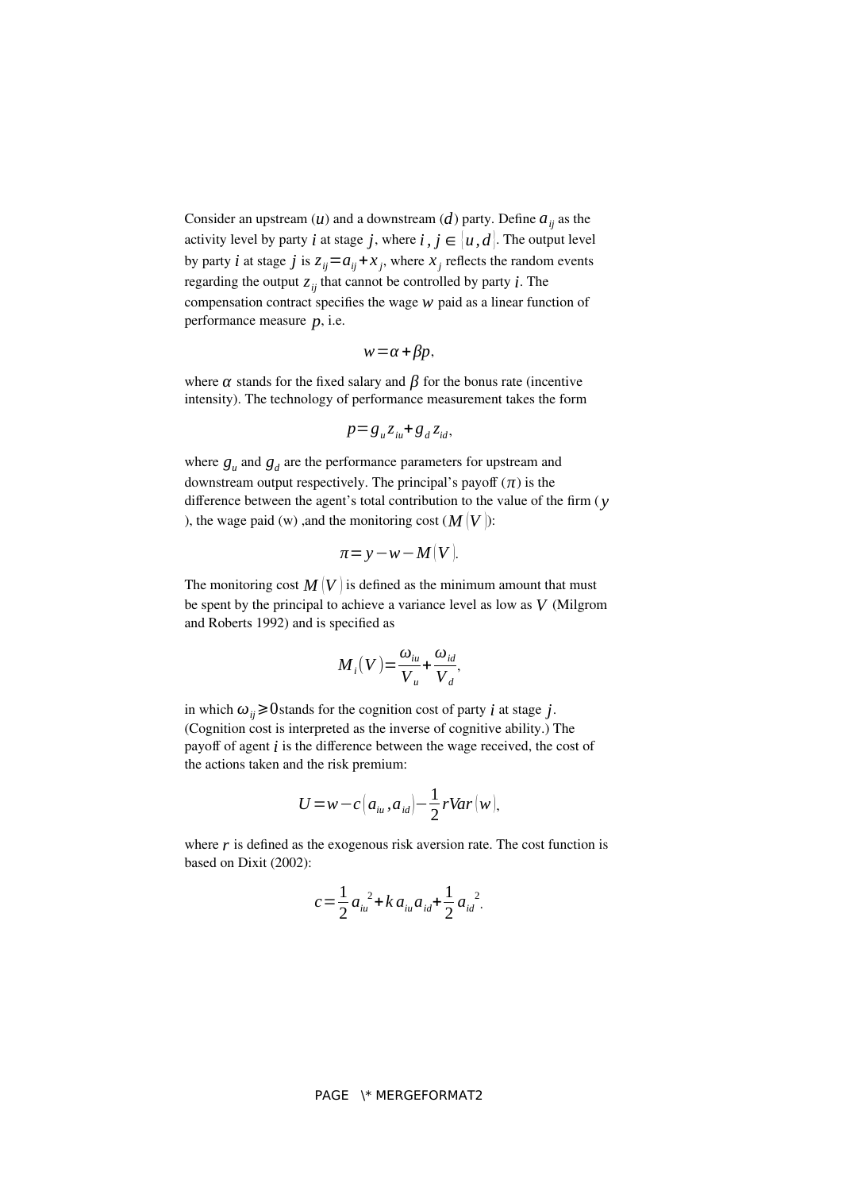Consider an upstream ($u$) and a downstream ($d$) party. Define $a_{ij}$ as the activity level by party $i$ at stage $j$, where $i, j \in \{u, d\}$. The output level by party $i$ at stage $j$ is $z_{ij} = a_{ij} + x_j$, where $x_j$ reflects the random events regarding the output $z_{ij}$ that cannot be controlled by party $i$. The compensation contract specifies the wage $w$ paid as a linear function of performance measure $p$, i.e.

$$w = \alpha + \beta p,$$

where $\alpha$ stands for the fixed salary and $\beta$ for the bonus rate (incentive intensity). The technology of performance measurement takes the form

$$p = g_u z_{iu} + g_d z_{id},$$

where $g_u$ and $g_d$ are the performance parameters for upstream and downstream output respectively. The principal's payoff ($\pi$) is the difference between the agent's total contribution to the value of the firm ($y$), the wage paid (w) ,and the monitoring cost ($M(V)$):

$$\pi = y - w - M(V).$$

The monitoring cost $M(V)$ is defined as the minimum amount that must be spent by the principal to achieve a variance level as low as $V$ (Milgrom and Roberts 1992) and is specified as

$$M_i(V) = \frac{\omega_{iu}}{V_u} + \frac{\omega_{id}}{V_d},$$

in which $\omega_{ij} \geq 0$ stands for the cognition cost of party $i$ at stage $j$. (Cognition cost is interpreted as the inverse of cognitive ability.) The payoff of agent $i$ is the difference between the wage received, the cost of the actions taken and the risk premium:

$$U = w - c(a_{iu}, a_{id}) - \frac{1}{2} r Var(w),$$

where $r$ is defined as the exogenous risk aversion rate. The cost function is based on Dixit (2002):

$$c = \frac{1}{2} a_{iu}^2 + k a_{iu} a_{id} + \frac{1}{2} a_{id}^2.$$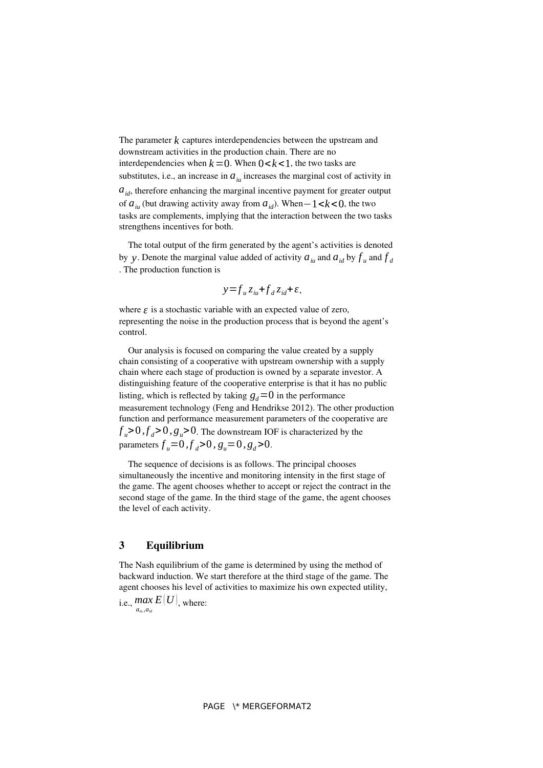The parameter $k$ captures interdependencies between the upstream and downstream activities in the production chain. There are no interdependencies when $k=0$. When $0<k<1$, the two tasks are substitutes, i.e., an increase in $a_{iu}$ increases the marginal cost of activity in $a_{id}$, therefore enhancing the marginal incentive payment for greater output of $a_{iu}$ (but drawing activity away from $a_{id}$). When $-1<k<0$, the two tasks are complements, implying that the interaction between the two tasks strengthens incentives for both.

The total output of the firm generated by the agent's activities is denoted by $y$. Denote the marginal value added of activity $a_{iu}$ and $a_{id}$ by $f_u$ and $f_d$. The production function is

$$y=f_u z_{iu}+f_d z_{id}+\varepsilon,$$

where $\varepsilon$ is a stochastic variable with an expected value of zero, representing the noise in the production process that is beyond the agent's control.

Our analysis is focused on comparing the value created by a supply chain consisting of a cooperative with upstream ownership with a supply chain where each stage of production is owned by a separate investor. A distinguishing feature of the cooperative enterprise is that it has no public listing, which is reflected by taking $g_d=0$ in the performance measurement technology (Feng and Hendrikse 2012). The other production function and performance measurement parameters of the cooperative are $f_u>0, f_d>0, g_u>0$. The downstream IOF is characterized by the parameters $f_u=0, f_d>0, g_u=0, g_d>0$.

The sequence of decisions is as follows. The principal chooses simultaneously the incentive and monitoring intensity in the first stage of the game. The agent chooses whether to accept or reject the contract in the second stage of the game. In the third stage of the game, the agent chooses the level of each activity.

## 3 Equilibrium

The Nash equilibrium of the game is determined by using the method of backward induction. We start therefore at the third stage of the game. The agent chooses his level of activities to maximize his own expected utility, i.e., $\max_{a_{iu},a_{id}} E(U)$, where: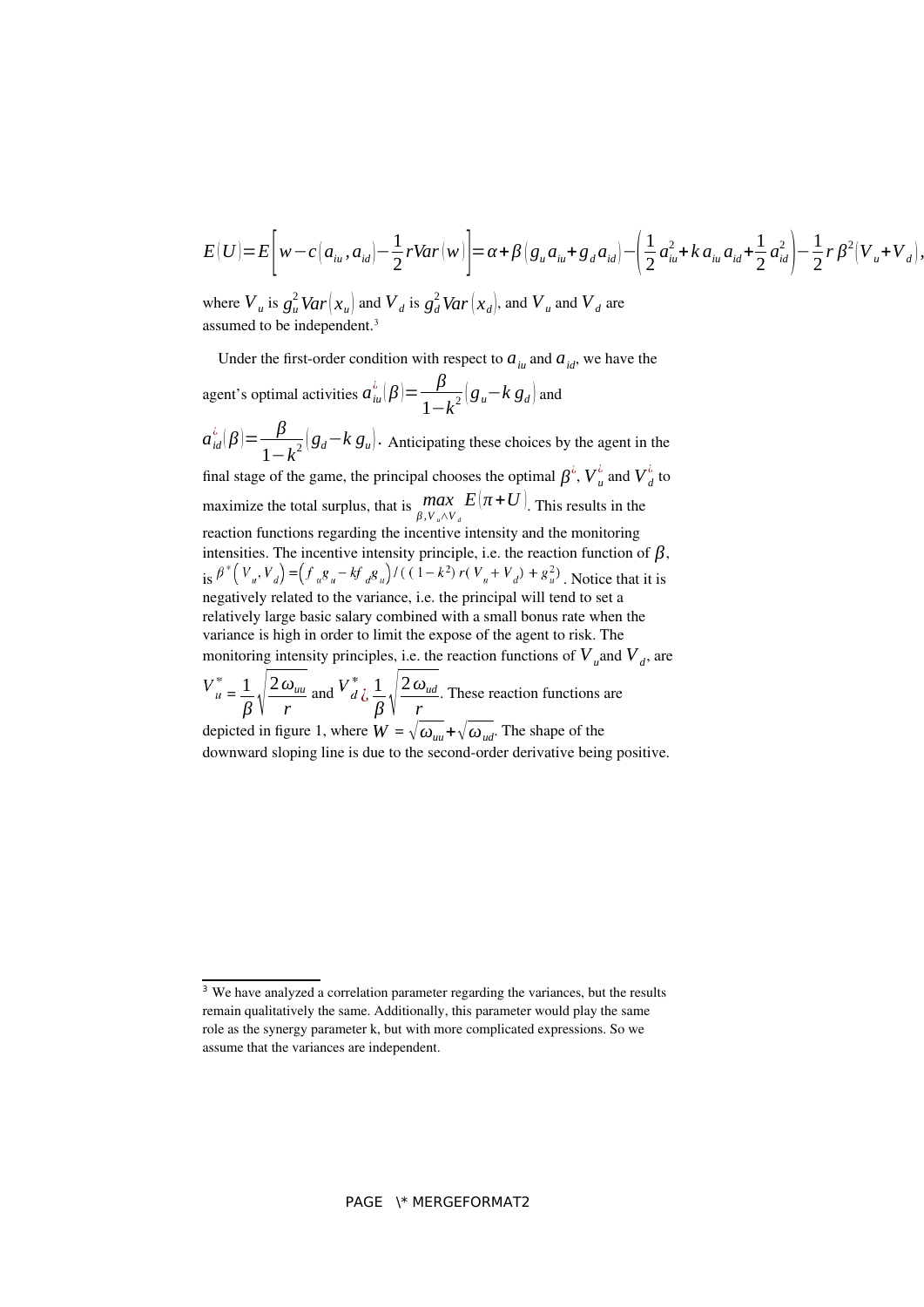$$E(U)=E\left[w-c(a_{iu},a_{id})-\frac{1}{2}rVar(w)\right]=\alpha+\beta(g_u a_{iu}+g_d a_{id})-\left(\frac{1}{2}a_{iu}^2+k\,a_{iu}\,a_{id}+\frac{1}{2}a_{id}^2\right)-\frac{1}{2}r\beta^2(V_u+V_d),$$

where $V_u$ is $g_u^2 Var(x_u)$ and $V_d$ is $g_d^2 Var(x_d)$, and $V_u$ and $V_d$ are assumed to be independent.[3]

Under the first-order condition with respect to $a_{iu}$ and $a_{id}$, we have the agent's optimal activities $a_{iu}^{¿}(\beta)=\frac{\beta}{1-k^2}(g_u-k\,g_d)$ and $a_{id}^{¿}(\beta)=\frac{\beta}{1-k^2}(g_d-k\,g_u)$. Anticipating these choices by the agent in the final stage of the game, the principal chooses the optimal $\beta^{¿}$, $V_u^{¿}$ and $V_d^{¿}$ to maximize the total surplus, that is $\max_{\beta,V_u \wedge V_d} E(\pi+U)$. This results in the reaction functions regarding the incentive intensity and the monitoring intensities. The incentive intensity principle, i.e. the reaction function of $\beta$, is $\beta^*(V_u,V_d)=(f_u g_u-kf_d g_u)/((1-k^2)\,r(V_u+V_d)+g_u^2)$. Notice that it is negatively related to the variance, i.e. the principal will tend to set a relatively large basic salary combined with a small bonus rate when the variance is high in order to limit the expose of the agent to risk. The monitoring intensity principles, i.e. the reaction functions of $V_u$ and $V_d$, are $V_u^*=\frac{1}{\beta}\sqrt{\frac{2\omega_{uu}}{r}}$ and $V_d^*¿\frac{1}{\beta}\sqrt{\frac{2\omega_{ud}}{r}}$. These reaction functions are depicted in figure 1, where $W=\sqrt{\omega_{uu}}+\sqrt{\omega_{ud}}$. The shape of the downward sloping line is due to the second-order derivative being positive.

---

[3] We have analyzed a correlation parameter regarding the variances, but the results remain qualitatively the same. Additionally, this parameter would play the same role as the synergy parameter k, but with more complicated expressions. So we assume that the variances are independent.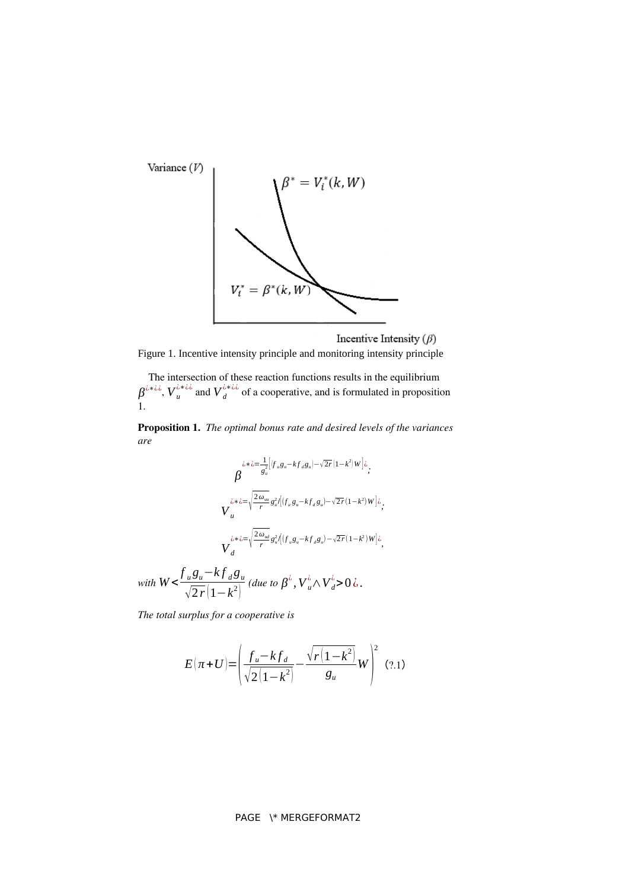Variance ($V$)

$\beta^* = V_i^*(k, W)$

$V_i^* = \beta^*(k, W)$

Incentive Intensity ($\beta$)

Figure 1. Incentive intensity principle and monitoring intensity principle

The intersection of these reaction functions results in the equilibrium $\beta^{**}$, $V_u^{**}$ and $V_d^{**}$ of a cooperative, and is formulated in proposition 1.

**Proposition 1.** *The optimal bonus rate and desired levels of the variances are*

$$\beta^{**} = \frac{1}{g_u^2}\left[\left(f_u g_u - k f_d g_u\right) - \sqrt{2r}\left(1-k^2\right)W\right];$$

$$V_u^{**} = \sqrt{\frac{2\omega_{uu}}{r}} g_u^2 / \left[\left(f_u g_u - k f_d g_u\right) - \sqrt{2r}\left(1-k^2\right)W\right];$$

$$V_d^{**} = \sqrt{\frac{2\omega_{ud}}{r}} g_u^2 / \left[\left(f_u g_u - k f_d g_u\right) - \sqrt{2r}\left(1-k^2\right)W\right],$$

*with* $W < \dfrac{f_u g_u - k f_d g_u}{\sqrt{2r}\left(1-k^2\right)}$ *(due to* $\beta^{*}, V_u^{*} \wedge V_d^{*} > 0$*).*

*The total surplus for a cooperative is*

$$E(\pi + U) = \left(\frac{f_u - k f_d}{\sqrt{2\left(1-k^2\right)}} - \frac{\sqrt{r\left(1-k^2\right)}}{g_u} W\right)^2 \quad (?.1)$$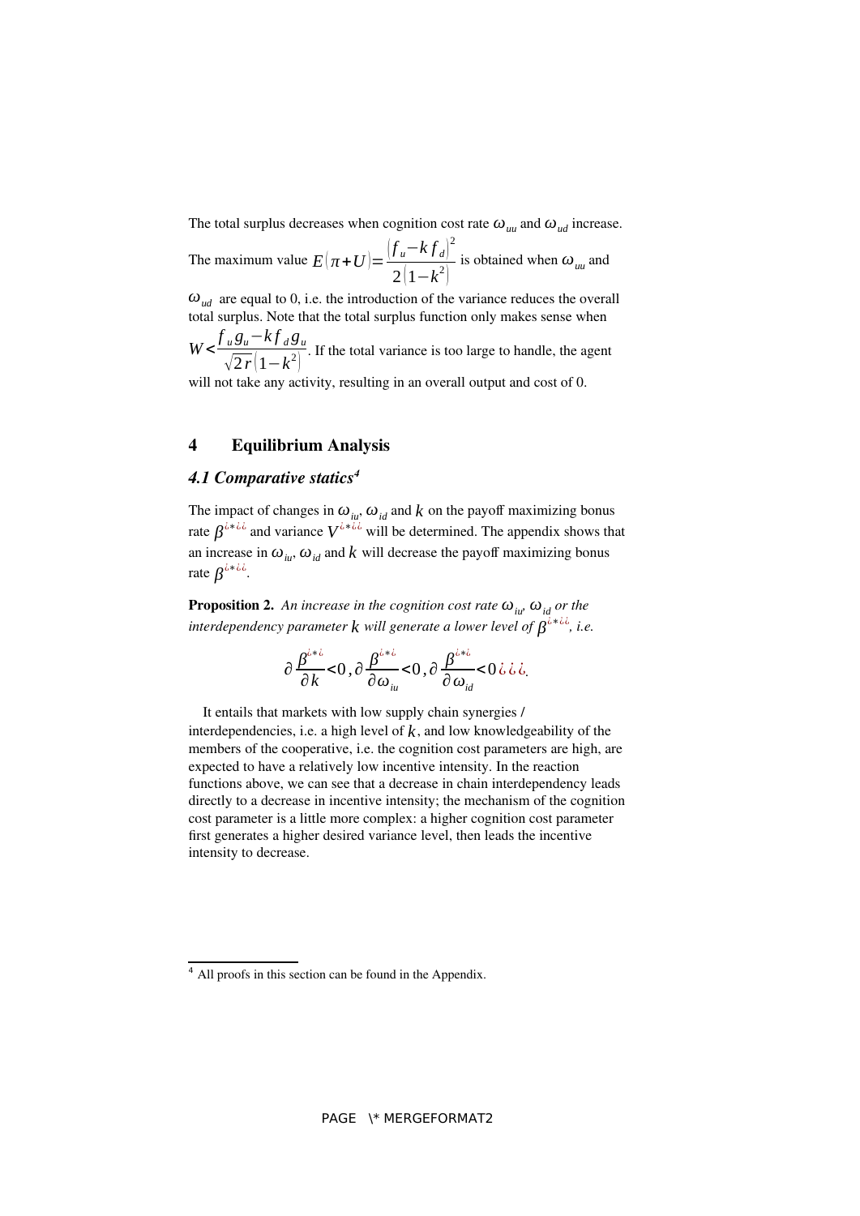The total surplus decreases when cognition cost rate $\omega_{uu}$ and $\omega_{ud}$ increase.

The maximum value $E(\pi+U)=\frac{(f_u-k f_d)^2}{2(1-k^2)}$ is obtained when $\omega_{uu}$ and $\omega_{ud}$ are equal to 0, i.e. the introduction of the variance reduces the overall total surplus. Note that the total surplus function only makes sense when $W<\frac{f_u g_u - k f_d g_u}{\sqrt{2r}(1-k^2)}$. If the total variance is too large to handle, the agent will not take any activity, resulting in an overall output and cost of 0.

# 4 Equilibrium Analysis

## *4.1 Comparative statics*[4]

The impact of changes in $\omega_{iu}$, $\omega_{id}$ and $k$ on the payoff maximizing bonus rate $\beta^{¿*¿¿}$ and variance $V^{¿*¿¿}$ will be determined. The appendix shows that an increase in $\omega_{iu}$, $\omega_{id}$ and $k$ will decrease the payoff maximizing bonus rate $\beta^{¿*¿¿}$.

**Proposition 2.** *An increase in the cognition cost rate $\omega_{iu}$, $\omega_{id}$ or the interdependency parameter $k$ will generate a lower level of $\beta^{¿*¿¿}$, i.e.*

$$\partial \frac{\beta^{¿*¿}}{\partial k}<0, \partial \frac{\beta^{¿*¿}}{\partial \omega_{iu}}<0, \partial \frac{\beta^{¿*¿}}{\partial \omega_{id}}<0 ¿¿¿.$$

It entails that markets with low supply chain synergies / interdependencies, i.e. a high level of $k$, and low knowledgeability of the members of the cooperative, i.e. the cognition cost parameters are high, are expected to have a relatively low incentive intensity. In the reaction functions above, we can see that a decrease in chain interdependency leads directly to a decrease in incentive intensity; the mechanism of the cognition cost parameter is a little more complex: a higher cognition cost parameter first generates a higher desired variance level, then leads the incentive intensity to decrease.

[4] All proofs in this section can be found in the Appendix.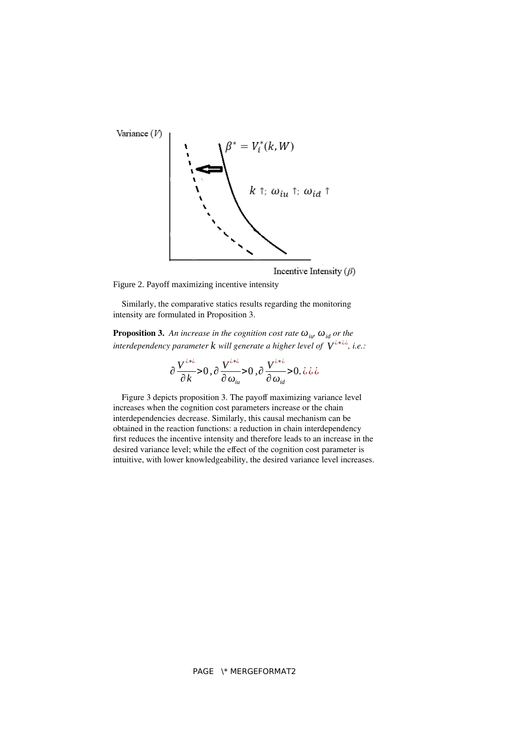Figure 2. Payoff maximizing incentive intensity

Similarly, the comparative statics results regarding the monitoring intensity are formulated in Proposition 3.

**Proposition 3.** *An increase in the cognition cost rate* $\omega_{iu}$, $\omega_{id}$ *or the interdependency parameter* $k$ *will generate a higher level of* $V^{*}$, *i.e.:*

$$\partial \frac{V^{*}}{\partial k} > 0, \partial \frac{V^{*}}{\partial \omega_{iu}} > 0, \partial \frac{V^{*}}{\partial \omega_{id}} > 0.$$

Figure 3 depicts proposition 3. The payoff maximizing variance level increases when the cognition cost parameters increase or the chain interdependencies decrease. Similarly, this causal mechanism can be obtained in the reaction functions: a reduction in chain interdependency first reduces the incentive intensity and therefore leads to an increase in the desired variance level; while the effect of the cognition cost parameter is intuitive, with lower knowledgeability, the desired variance level increases.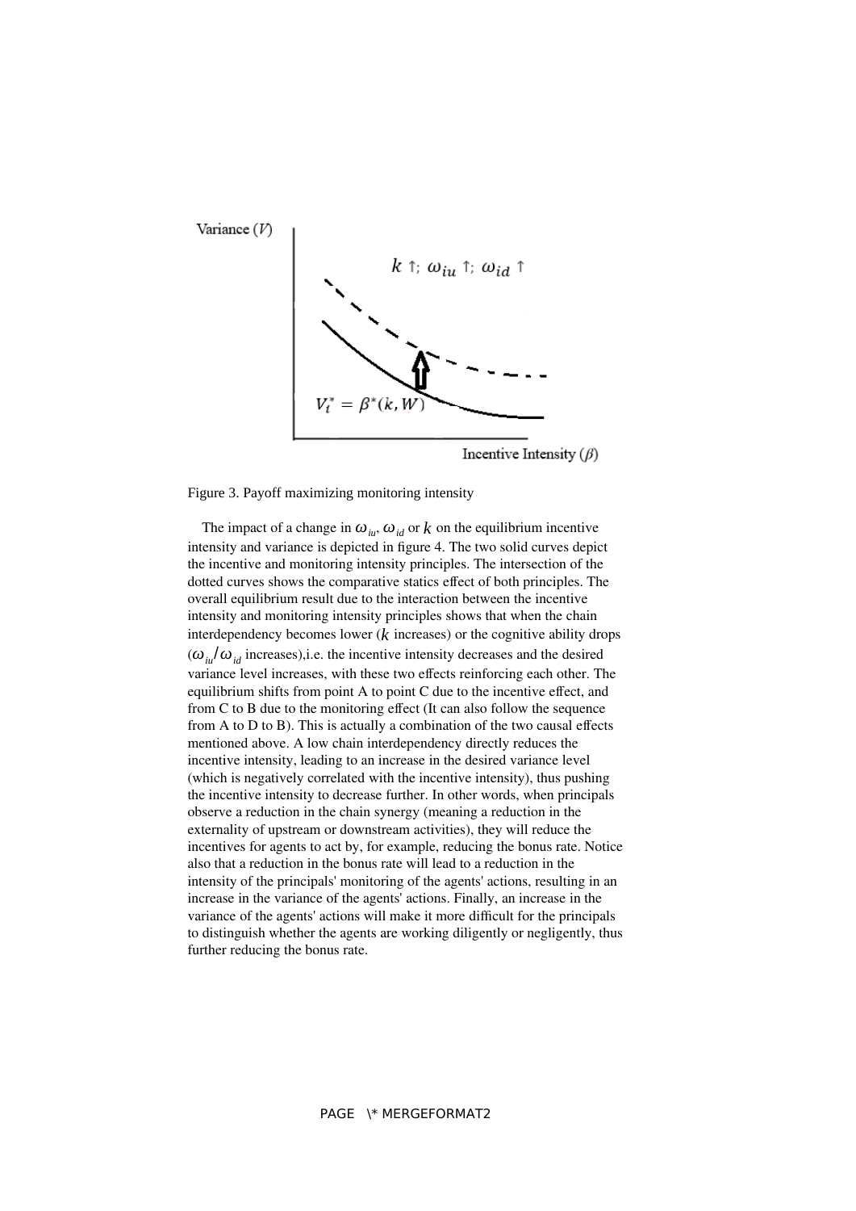Figure 3. Payoff maximizing monitoring intensity

The impact of a change in $\omega_{iu}$, $\omega_{id}$ or $k$ on the equilibrium incentive intensity and variance is depicted in figure 4. The two solid curves depict the incentive and monitoring intensity principles. The intersection of the dotted curves shows the comparative statics effect of both principles. The overall equilibrium result due to the interaction between the incentive intensity and monitoring intensity principles shows that when the chain interdependency becomes lower ($k$ increases) or the cognitive ability drops ($\omega_{iu}/\omega_{id}$ increases),i.e. the incentive intensity decreases and the desired variance level increases, with these two effects reinforcing each other. The equilibrium shifts from point A to point C due to the incentive effect, and from C to B due to the monitoring effect (It can also follow the sequence from A to D to B). This is actually a combination of the two causal effects mentioned above. A low chain interdependency directly reduces the incentive intensity, leading to an increase in the desired variance level (which is negatively correlated with the incentive intensity), thus pushing the incentive intensity to decrease further. In other words, when principals observe a reduction in the chain synergy (meaning a reduction in the externality of upstream or downstream activities), they will reduce the incentives for agents to act by, for example, reducing the bonus rate. Notice also that a reduction in the bonus rate will lead to a reduction in the intensity of the principals' monitoring of the agents' actions, resulting in an increase in the variance of the agents' actions. Finally, an increase in the variance of the agents' actions will make it more difficult for the principals to distinguish whether the agents are working diligently or negligently, thus further reducing the bonus rate.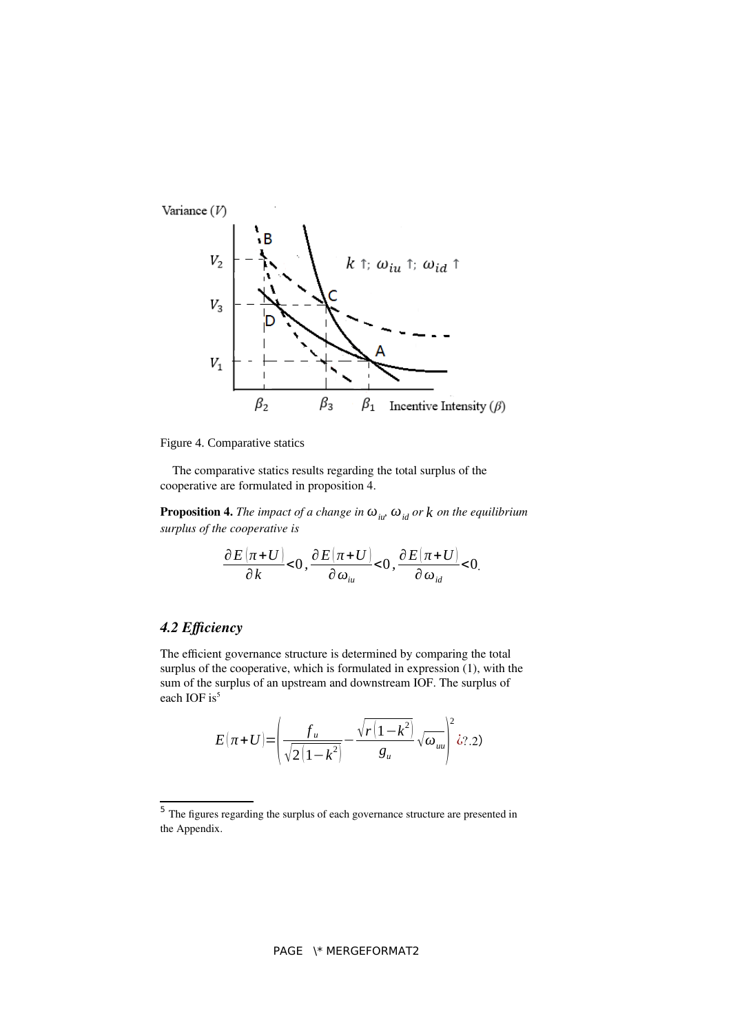Figure 4. Comparative statics

The comparative statics results regarding the total surplus of the cooperative are formulated in proposition 4.

**Proposition 4.** *The impact of a change in $\omega_{iu}$, $\omega_{id}$ or $k$ on the equilibrium surplus of the cooperative is*

$$\frac{\partial E(\pi+U)}{\partial k}<0,\ \frac{\partial E(\pi+U)}{\partial \omega_{iu}}<0,\ \frac{\partial E(\pi+U)}{\partial \omega_{id}}<0.$$

### *4.2 Efficiency*

The efficient governance structure is determined by comparing the total surplus of the cooperative, which is formulated in expression (1), with the sum of the surplus of an upstream and downstream IOF. The surplus of each IOF is[5]

$$E(\pi+U)=\left(\frac{f_u}{\sqrt{2(1-k^2)}}-\frac{\sqrt{r(1-k^2)}}{g_u}\sqrt{\omega_{uu}}\right)^2 ¿?.2)$$

[5] The figures regarding the surplus of each governance structure are presented in the Appendix.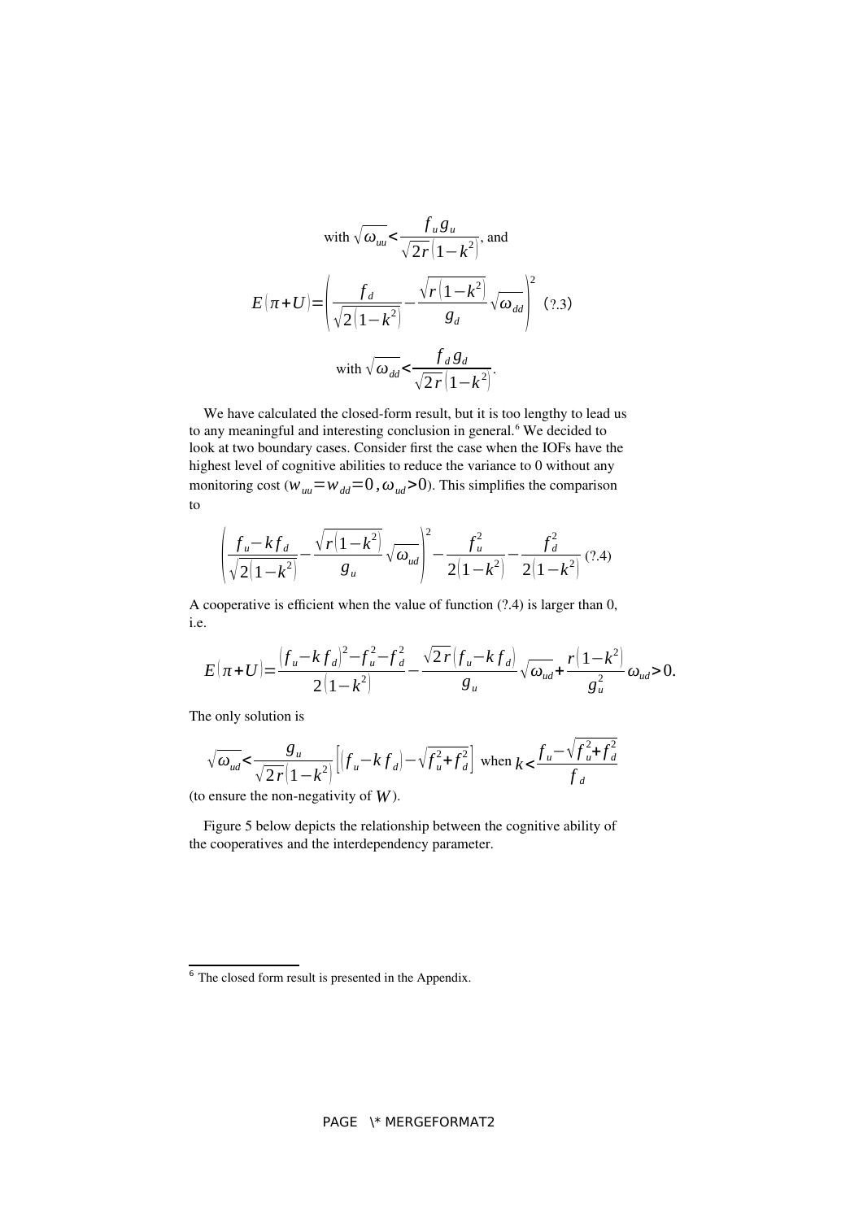$$\text{with } \sqrt{\omega_{uu}} < \frac{f_u g_u}{\sqrt{2r}\left(1-k^2\right)}, \text{ and}$$

$$E\left(\pi+U\right) = \left(\frac{f_d}{\sqrt{2\left(1-k^2\right)}} - \frac{\sqrt{r\left(1-k^2\right)}}{g_d}\sqrt{\omega_{dd}}\right)^2 \quad (?.3)$$

$$\text{with } \sqrt{\omega_{dd}} < \frac{f_d g_d}{\sqrt{2r}\left(1-k^2\right)}.$$

We have calculated the closed-form result, but it is too lengthy to lead us to any meaningful and interesting conclusion in general.[6] We decided to look at two boundary cases. Consider first the case when the IOFs have the highest level of cognitive abilities to reduce the variance to 0 without any monitoring cost ($w_{uu} = w_{dd} = 0, \omega_{ud} > 0$). This simplifies the comparison to

$$\left(\frac{f_u - k f_d}{\sqrt{2\left(1-k^2\right)}} - \frac{\sqrt{r\left(1-k^2\right)}}{g_u}\sqrt{\omega_{ud}}\right)^2 - \frac{f_u^2}{2\left(1-k^2\right)} - \frac{f_d^2}{2\left(1-k^2\right)} \quad (?.4)$$

A cooperative is efficient when the value of function (?.4) is larger than 0, i.e.

$$E\left(\pi+U\right) = \frac{\left(f_u - k f_d\right)^2 - f_u^2 - f_d^2}{2\left(1-k^2\right)} - \frac{\sqrt{2r}\left(f_u - k f_d\right)}{g_u}\sqrt{\omega_{ud}} + \frac{r\left(1-k^2\right)}{g_u^2}\omega_{ud} > 0.$$

The only solution is

$$\sqrt{\omega_{ud}} < \frac{g_u}{\sqrt{2r}\left(1-k^2\right)}\left[\left(f_u - k f_d\right) - \sqrt{f_u^2 + f_d^2}\right] \text{ when } k < \frac{f_u - \sqrt{f_u^2 + f_d^2}}{f_d}$$

(to ensure the non-negativity of $W$).

Figure 5 below depicts the relationship between the cognitive ability of the cooperatives and the interdependency parameter.

[6] The closed form result is presented in the Appendix.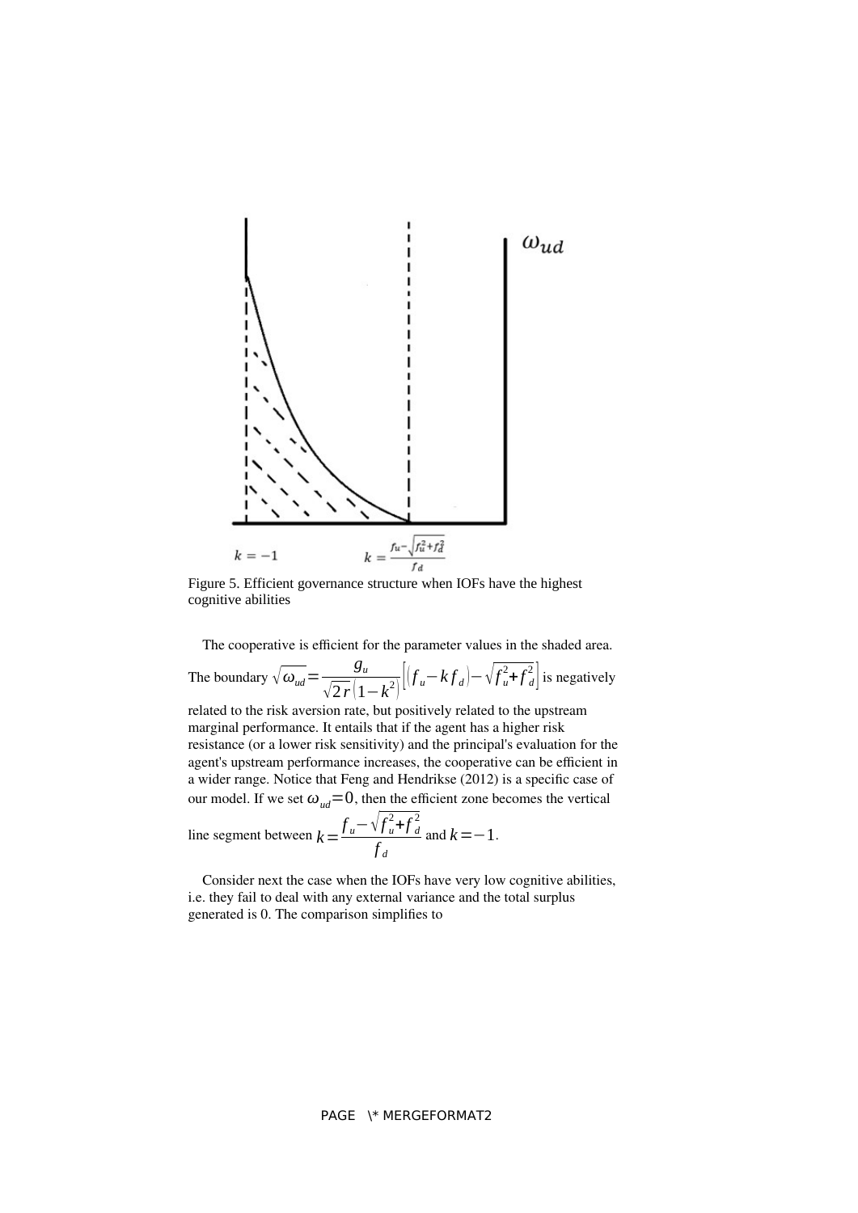Figure 5. Efficient governance structure when IOFs have the highest cognitive abilities

The cooperative is efficient for the parameter values in the shaded area. The boundary $\sqrt{\omega_{ud}} = \frac{g_u}{\sqrt{2r}(1-k^2)}\left[(f_u - kf_d) - \sqrt{f_u^2 + f_d^2}\right]$ is negatively related to the risk aversion rate, but positively related to the upstream marginal performance. It entails that if the agent has a higher risk resistance (or a lower risk sensitivity) and the principal's evaluation for the agent's upstream performance increases, the cooperative can be efficient in a wider range. Notice that Feng and Hendrikse (2012) is a specific case of our model. If we set $\omega_{ud} = 0$, then the efficient zone becomes the vertical line segment between $k = \frac{f_u - \sqrt{f_u^2 + f_d^2}}{f_d}$ and $k = -1$.

Consider next the case when the IOFs have very low cognitive abilities, i.e. they fail to deal with any external variance and the total surplus generated is 0. The comparison simplifies to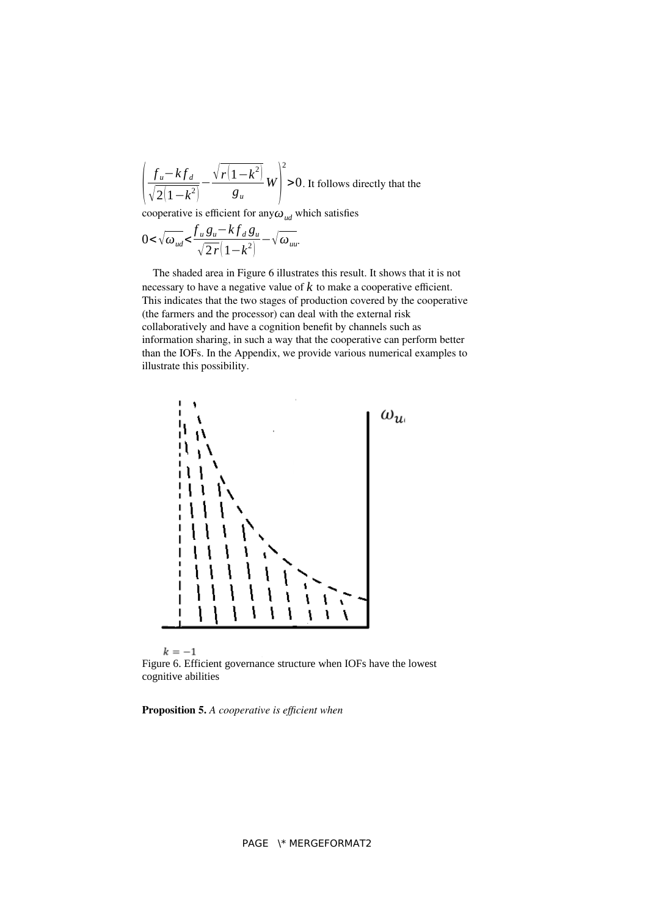$$\left(\frac{f_u - k f_d}{\sqrt{2(1-k^2)}} - \frac{\sqrt{r(1-k^2)}}{g_u} W\right)^2 > 0$$. It follows directly that the cooperative is efficient for any $\omega_{ud}$ which satisfies

$$0 < \sqrt{\omega_{ud}} < \frac{f_u g_u - k f_d g_u}{\sqrt{2r}(1-k^2)} - \sqrt{\omega_{uu}}.$$

The shaded area in Figure 6 illustrates this result. It shows that it is not necessary to have a negative value of $k$ to make a cooperative efficient. This indicates that the two stages of production covered by the cooperative (the farmers and the processor) can deal with the external risk collaboratively and have a cognition benefit by channels such as information sharing, in such a way that the cooperative can perform better than the IOFs. In the Appendix, we provide various numerical examples to illustrate this possibility.

$\omega_u$

$k = -1$

Figure 6. Efficient governance structure when IOFs have the lowest cognitive abilities

**Proposition 5.** *A cooperative is efficient when*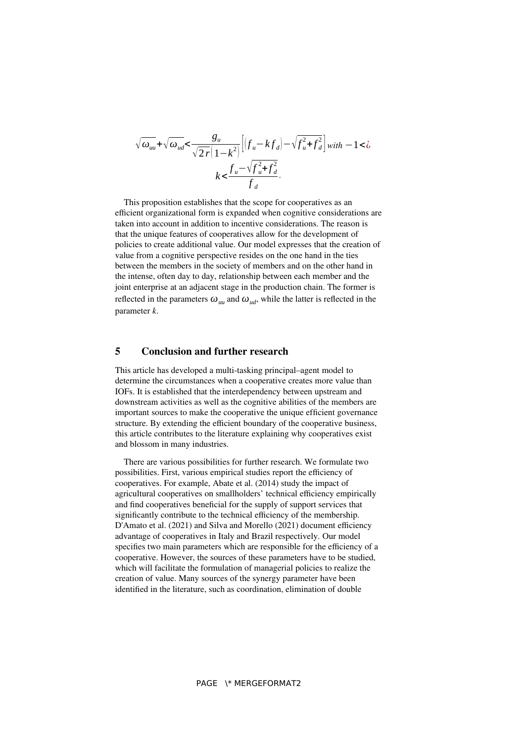$$\sqrt{\omega_{uu}}+\sqrt{\omega_{ud}}<\frac{g_u}{\sqrt{2r}\left(1-k^2\right)}\left[\left(f_u-kf_d\right)-\sqrt{f_u^2+f_d^2}\right] \text{ with } -1<¿ \\ k<\frac{f_u-\sqrt{f_u^2+f_d^2}}{f_d}.$$

This proposition establishes that the scope for cooperatives as an efficient organizational form is expanded when cognitive considerations are taken into account in addition to incentive considerations. The reason is that the unique features of cooperatives allow for the development of policies to create additional value. Our model expresses that the creation of value from a cognitive perspective resides on the one hand in the ties between the members in the society of members and on the other hand in the intense, often day to day, relationship between each member and the joint enterprise at an adjacent stage in the production chain. The former is reflected in the parameters $\omega_{uu}$ and $\omega_{ud}$, while the latter is reflected in the parameter $k$.

## 5 Conclusion and further research

This article has developed a multi-tasking principal–agent model to determine the circumstances when a cooperative creates more value than IOFs. It is established that the interdependency between upstream and downstream activities as well as the cognitive abilities of the members are important sources to make the cooperative the unique efficient governance structure. By extending the efficient boundary of the cooperative business, this article contributes to the literature explaining why cooperatives exist and blossom in many industries.

There are various possibilities for further research. We formulate two possibilities. First, various empirical studies report the efficiency of cooperatives. For example, Abate et al. (2014) study the impact of agricultural cooperatives on smallholders' technical efficiency empirically and find cooperatives beneficial for the supply of support services that significantly contribute to the technical efficiency of the membership. D'Amato et al. (2021) and Silva and Morello (2021) document efficiency advantage of cooperatives in Italy and Brazil respectively. Our model specifies two main parameters which are responsible for the efficiency of a cooperative. However, the sources of these parameters have to be studied, which will facilitate the formulation of managerial policies to realize the creation of value. Many sources of the synergy parameter have been identified in the literature, such as coordination, elimination of double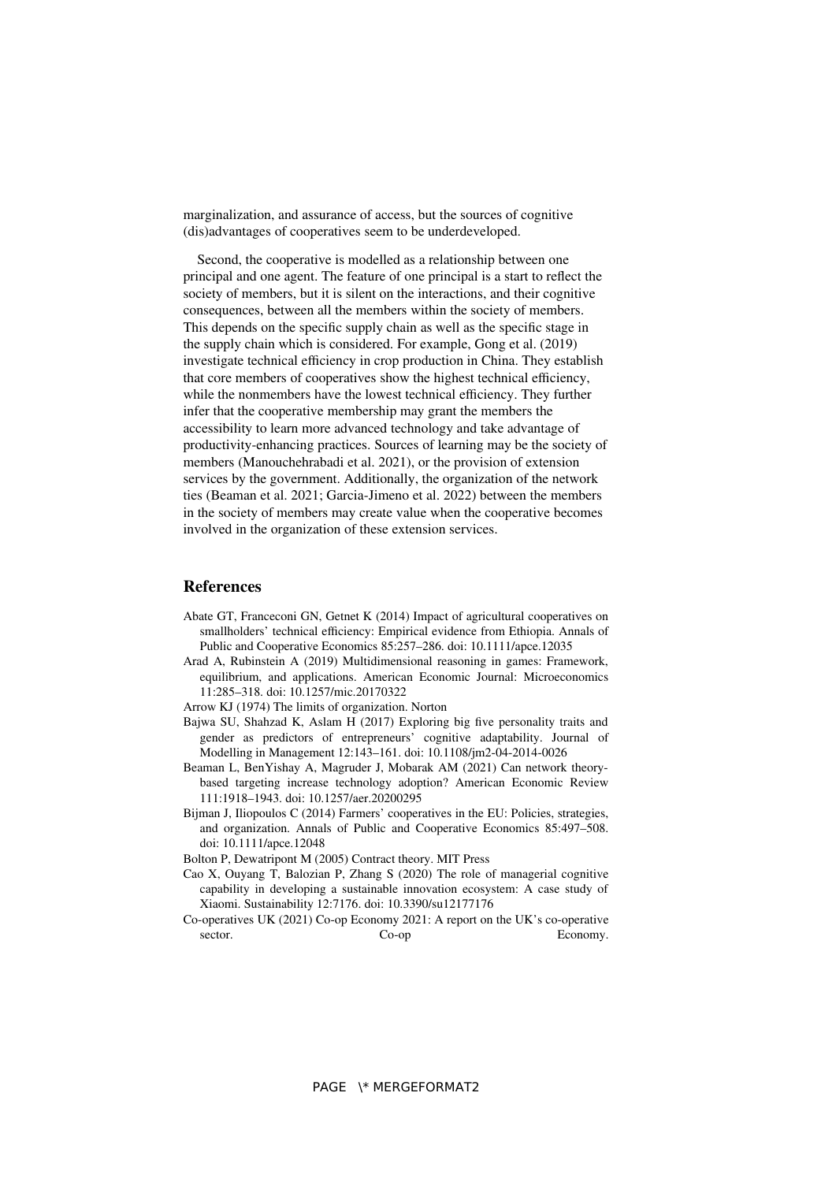marginalization, and assurance of access, but the sources of cognitive (dis)advantages of cooperatives seem to be underdeveloped.

Second, the cooperative is modelled as a relationship between one principal and one agent. The feature of one principal is a start to reflect the society of members, but it is silent on the interactions, and their cognitive consequences, between all the members within the society of members. This depends on the specific supply chain as well as the specific stage in the supply chain which is considered. For example, Gong et al. (2019) investigate technical efficiency in crop production in China. They establish that core members of cooperatives show the highest technical efficiency, while the nonmembers have the lowest technical efficiency. They further infer that the cooperative membership may grant the members the accessibility to learn more advanced technology and take advantage of productivity-enhancing practices. Sources of learning may be the society of members (Manouchehrabadi et al. 2021), or the provision of extension services by the government. Additionally, the organization of the network ties (Beaman et al. 2021; Garcia-Jimeno et al. 2022) between the members in the society of members may create value when the cooperative becomes involved in the organization of these extension services.

## References

Abate GT, Franceconi GN, Getnet K (2014) Impact of agricultural cooperatives on smallholders' technical efficiency: Empirical evidence from Ethiopia. Annals of Public and Cooperative Economics 85:257–286. doi: 10.1111/apce.12035

Arad A, Rubinstein A (2019) Multidimensional reasoning in games: Framework, equilibrium, and applications. American Economic Journal: Microeconomics 11:285–318. doi: 10.1257/mic.20170322

Arrow KJ (1974) The limits of organization. Norton

Bajwa SU, Shahzad K, Aslam H (2017) Exploring big five personality traits and gender as predictors of entrepreneurs' cognitive adaptability. Journal of Modelling in Management 12:143–161. doi: 10.1108/jm2-04-2014-0026

Beaman L, BenYishay A, Magruder J, Mobarak AM (2021) Can network theory-based targeting increase technology adoption? American Economic Review 111:1918–1943. doi: 10.1257/aer.20200295

Bijman J, Iliopoulos C (2014) Farmers' cooperatives in the EU: Policies, strategies, and organization. Annals of Public and Cooperative Economics 85:497–508. doi: 10.1111/apce.12048

Bolton P, Dewatripont M (2005) Contract theory. MIT Press

Cao X, Ouyang T, Balozian P, Zhang S (2020) The role of managerial cognitive capability in developing a sustainable innovation ecosystem: A case study of Xiaomi. Sustainability 12:7176. doi: 10.3390/su12177176

Co-operatives UK (2021) Co-op Economy 2021: A report on the UK's co-operative sector. Co-op Economy.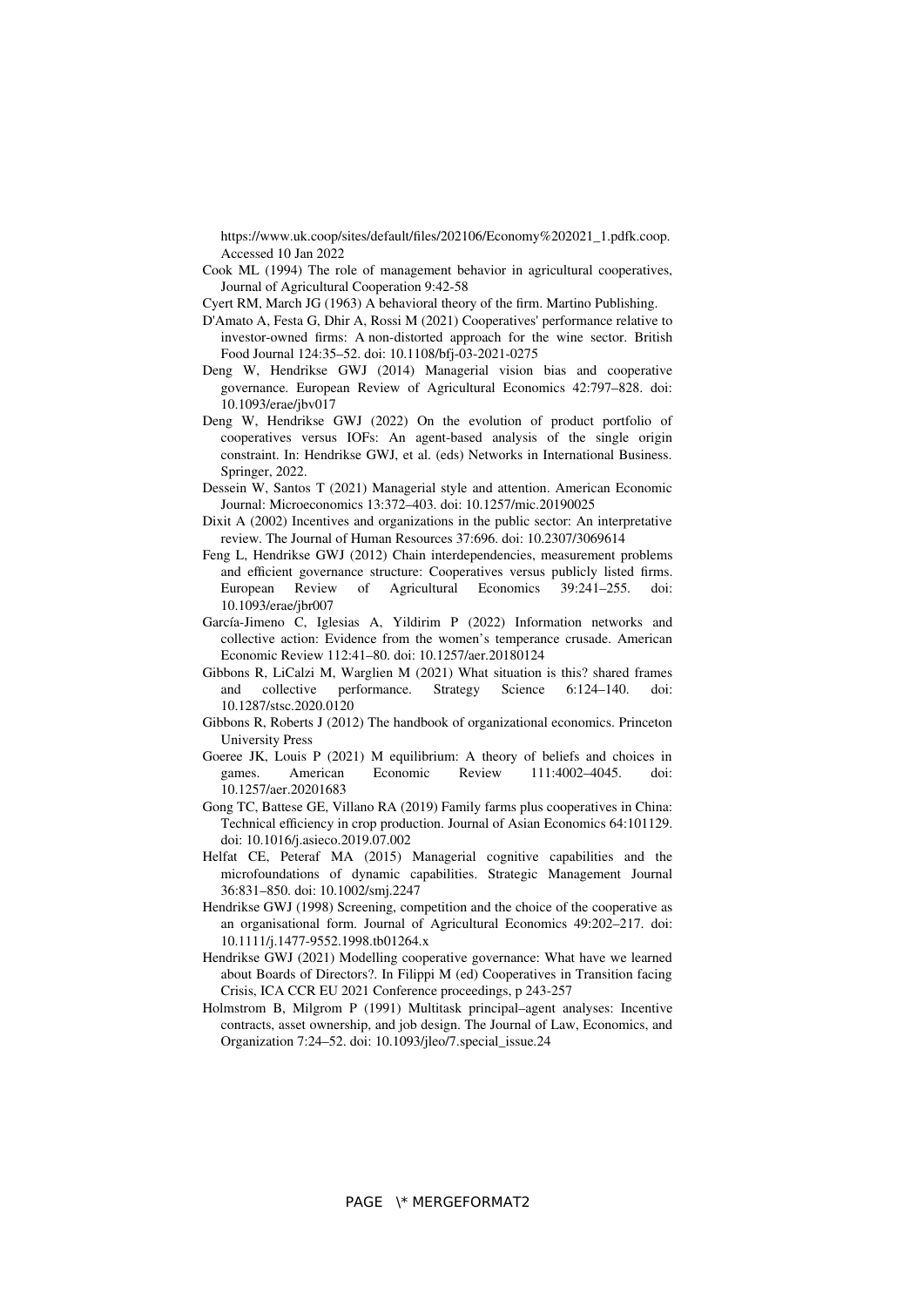https://www.uk.coop/sites/default/files/202106/Economy%202021_1.pdfk.coop. Accessed 10 Jan 2022

Cook ML (1994) The role of management behavior in agricultural cooperatives, Journal of Agricultural Cooperation 9:42-58

Cyert RM, March JG (1963) A behavioral theory of the firm. Martino Publishing.

D'Amato A, Festa G, Dhir A, Rossi M (2021) Cooperatives' performance relative to investor-owned firms: A non-distorted approach for the wine sector. British Food Journal 124:35–52. doi: 10.1108/bfj-03-2021-0275

Deng W, Hendrikse GWJ (2014) Managerial vision bias and cooperative governance. European Review of Agricultural Economics 42:797–828. doi: 10.1093/erae/jbv017

Deng W, Hendrikse GWJ (2022) On the evolution of product portfolio of cooperatives versus IOFs: An agent-based analysis of the single origin constraint. In: Hendrikse GWJ, et al. (eds) Networks in International Business. Springer, 2022.

Dessein W, Santos T (2021) Managerial style and attention. American Economic Journal: Microeconomics 13:372–403. doi: 10.1257/mic.20190025

Dixit A (2002) Incentives and organizations in the public sector: An interpretative review. The Journal of Human Resources 37:696. doi: 10.2307/3069614

Feng L, Hendrikse GWJ (2012) Chain interdependencies, measurement problems and efficient governance structure: Cooperatives versus publicly listed firms. European Review of Agricultural Economics 39:241–255. doi: 10.1093/erae/jbr007

García-Jimeno C, Iglesias A, Yildirim P (2022) Information networks and collective action: Evidence from the women's temperance crusade. American Economic Review 112:41–80. doi: 10.1257/aer.20180124

Gibbons R, LiCalzi M, Warglien M (2021) What situation is this? shared frames and collective performance. Strategy Science 6:124–140. doi: 10.1287/stsc.2020.0120

Gibbons R, Roberts J (2012) The handbook of organizational economics. Princeton University Press

Goeree JK, Louis P (2021) M equilibrium: A theory of beliefs and choices in games. American Economic Review 111:4002–4045. doi: 10.1257/aer.20201683

Gong TC, Battese GE, Villano RA (2019) Family farms plus cooperatives in China: Technical efficiency in crop production. Journal of Asian Economics 64:101129. doi: 10.1016/j.asieco.2019.07.002

Helfat CE, Peteraf MA (2015) Managerial cognitive capabilities and the microfoundations of dynamic capabilities. Strategic Management Journal 36:831–850. doi: 10.1002/smj.2247

Hendrikse GWJ (1998) Screening, competition and the choice of the cooperative as an organisational form. Journal of Agricultural Economics 49:202–217. doi: 10.1111/j.1477-9552.1998.tb01264.x

Hendrikse GWJ (2021) Modelling cooperative governance: What have we learned about Boards of Directors?. In Filippi M (ed) Cooperatives in Transition facing Crisis, ICA CCR EU 2021 Conference proceedings, p 243-257

Holmstrom B, Milgrom P (1991) Multitask principal–agent analyses: Incentive contracts, asset ownership, and job design. The Journal of Law, Economics, and Organization 7:24–52. doi: 10.1093/jleo/7.special_issue.24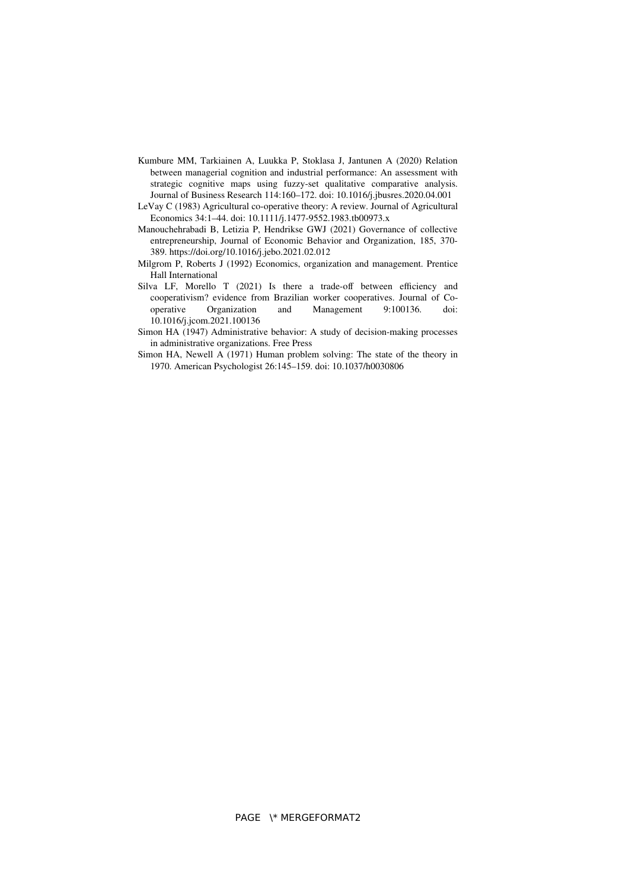Kumbure MM, Tarkiainen A, Luukka P, Stoklasa J, Jantunen A (2020) Relation between managerial cognition and industrial performance: An assessment with strategic cognitive maps using fuzzy-set qualitative comparative analysis. Journal of Business Research 114:160–172. doi: 10.1016/j.jbusres.2020.04.001

LeVay C (1983) Agricultural co-operative theory: A review. Journal of Agricultural Economics 34:1–44. doi: 10.1111/j.1477-9552.1983.tb00973.x

Manouchehrabadi B, Letizia P, Hendrikse GWJ (2021) Governance of collective entrepreneurship, Journal of Economic Behavior and Organization, 185, 370-389. https://doi.org/10.1016/j.jebo.2021.02.012

Milgrom P, Roberts J (1992) Economics, organization and management. Prentice Hall International

Silva LF, Morello T (2021) Is there a trade-off between efficiency and cooperativism? evidence from Brazilian worker cooperatives. Journal of Co-operative Organization and Management 9:100136. doi: 10.1016/j.jcom.2021.100136

Simon HA (1947) Administrative behavior: A study of decision-making processes in administrative organizations. Free Press

Simon HA, Newell A (1971) Human problem solving: The state of the theory in 1970. American Psychologist 26:145–159. doi: 10.1037/h0030806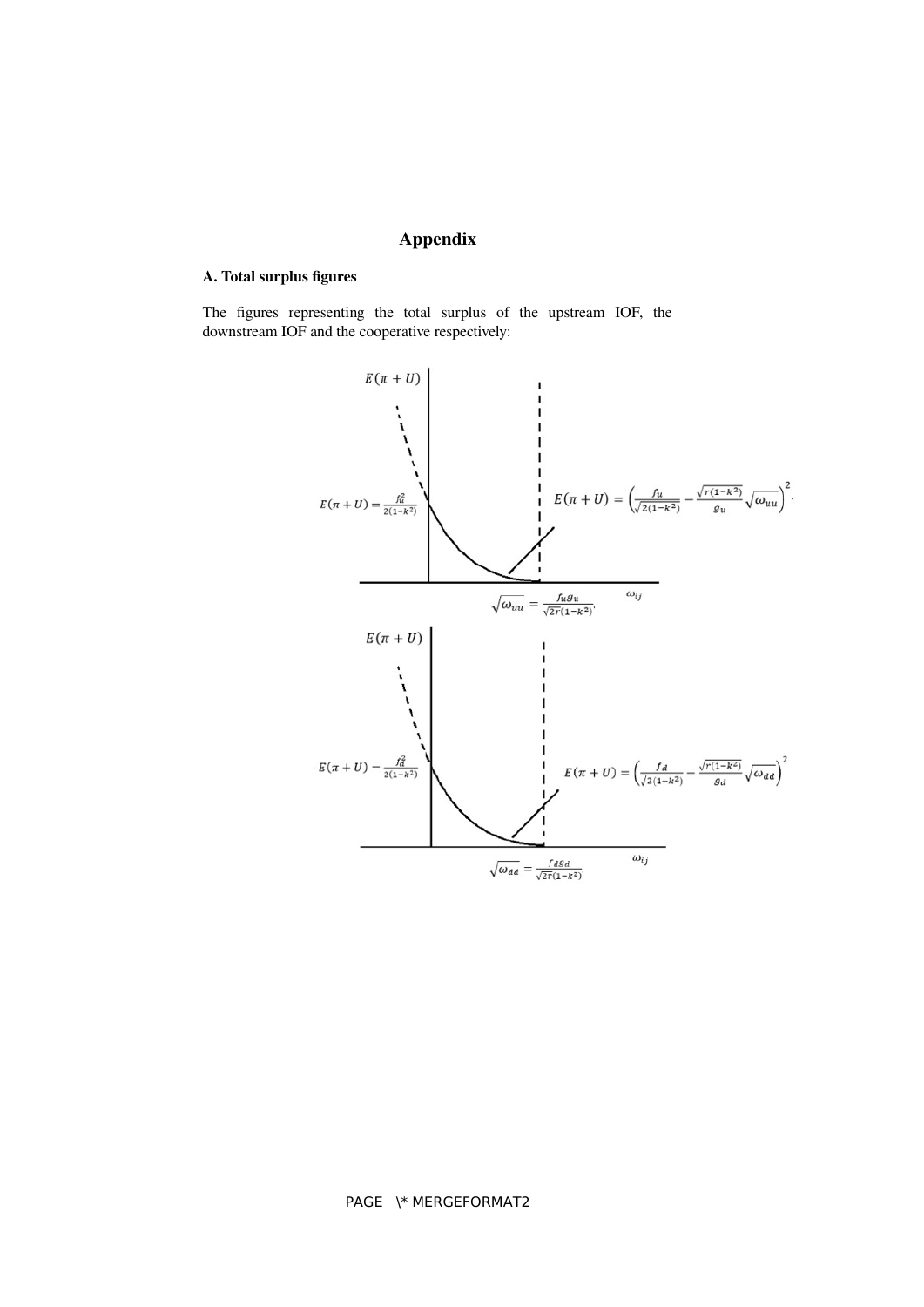# Appendix

## A. Total surplus figures

The figures representing the total surplus of the upstream IOF, the downstream IOF and the cooperative respectively:

$E(\pi + U)$

$E(\pi + U) = \frac{f_u^2}{2(1-k^2)}$

$E(\pi + U) = \left( \frac{f_u}{\sqrt{2(1-k^2)}} - \frac{\sqrt{r(1-k^2)}}{g_u} \sqrt{\omega_{uu}} \right)^2.$

$\sqrt{\omega_{uu}} = \frac{f_u g_u}{\sqrt{2r}(1-k^2)}.$

$\omega_{ij}$

$E(\pi + U)$

$E(\pi + U) = \frac{f_d^2}{2(1-k^2)}$

$E(\pi + U) = \left( \frac{f_d}{\sqrt{2(1-k^2)}} - \frac{\sqrt{r(1-k^2)}}{g_d} \sqrt{\omega_{dd}} \right)^2$

$\sqrt{\omega_{dd}} = \frac{f_d g_d}{\sqrt{2r}(1-k^2)}$

$\omega_{ij}$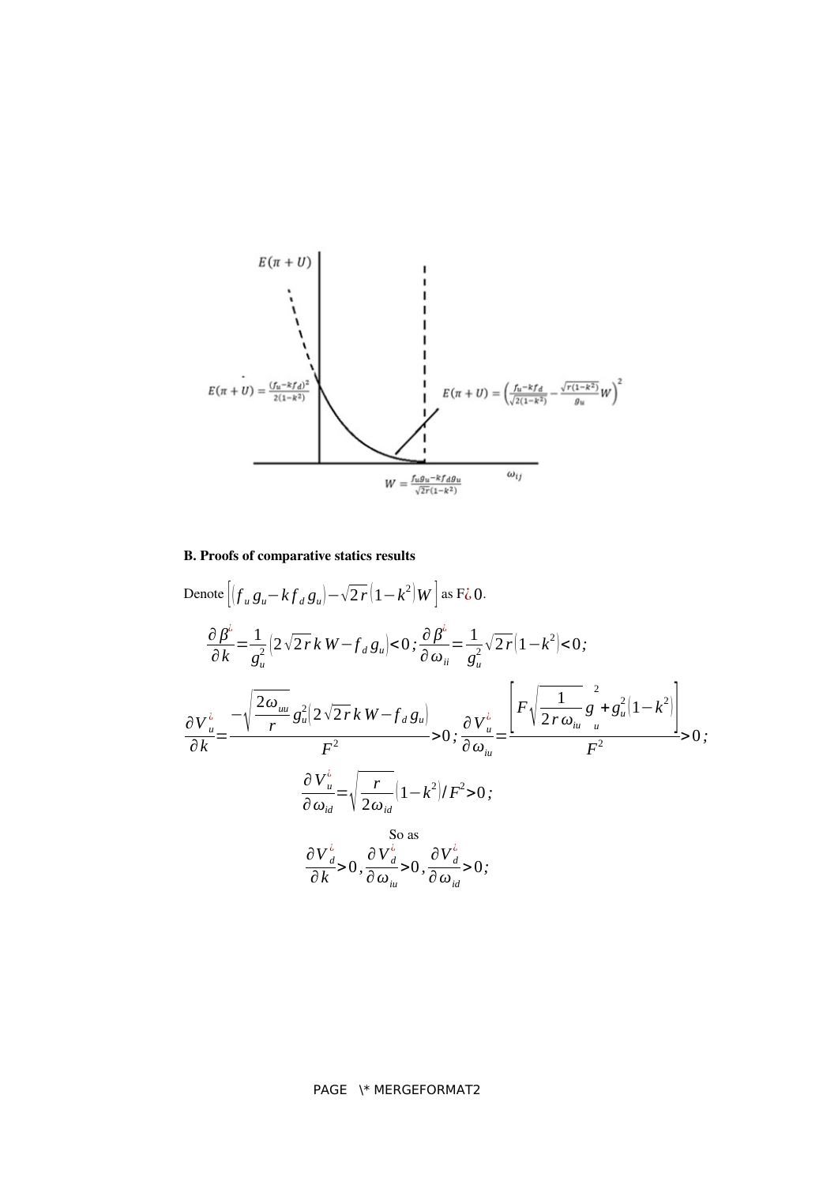## B. Proofs of comparative statics results

Denote $\left[\left(f_u g_u - k f_d g_u\right) - \sqrt{2r}\left(1-k^2\right)W\right]$ as $F > 0$.

$$\frac{\partial \beta^{*}}{\partial k} = \frac{1}{g_u^2}\left(2\sqrt{2r}\,k\,W - f_d g_u\right) < 0\,;\ \frac{\partial \beta^{*}}{\partial \omega_{ii}} = \frac{1}{g_u^2}\sqrt{2r}\left(1-k^2\right) < 0\,;$$

$$\frac{\partial V_u^{*}}{\partial k} = \frac{-\sqrt{\frac{2\omega_{uu}}{r}}\,g_u^2\left(2\sqrt{2r}\,k\,W - f_d g_u\right)}{F^2} > 0\,;\ \frac{\partial V_u^{*}}{\partial \omega_{iu}} = \frac{\left[F\sqrt{\frac{1}{2r\omega_{iu}}}\,g_u^2 + g_u^2\left(1-k^2\right)\right]}{F^2} > 0\,;$$

$$\frac{\partial V_u^{*}}{\partial \omega_{id}} = \sqrt{\frac{r}{2\omega_{id}}}\left(1-k^2\right)/F^2 > 0\,;$$

So as

$$\frac{\partial V_d^{*}}{\partial k} > 0,\ \frac{\partial V_d^{*}}{\partial \omega_{iu}} > 0,\ \frac{\partial V_d^{*}}{\partial \omega_{id}} > 0\,;$$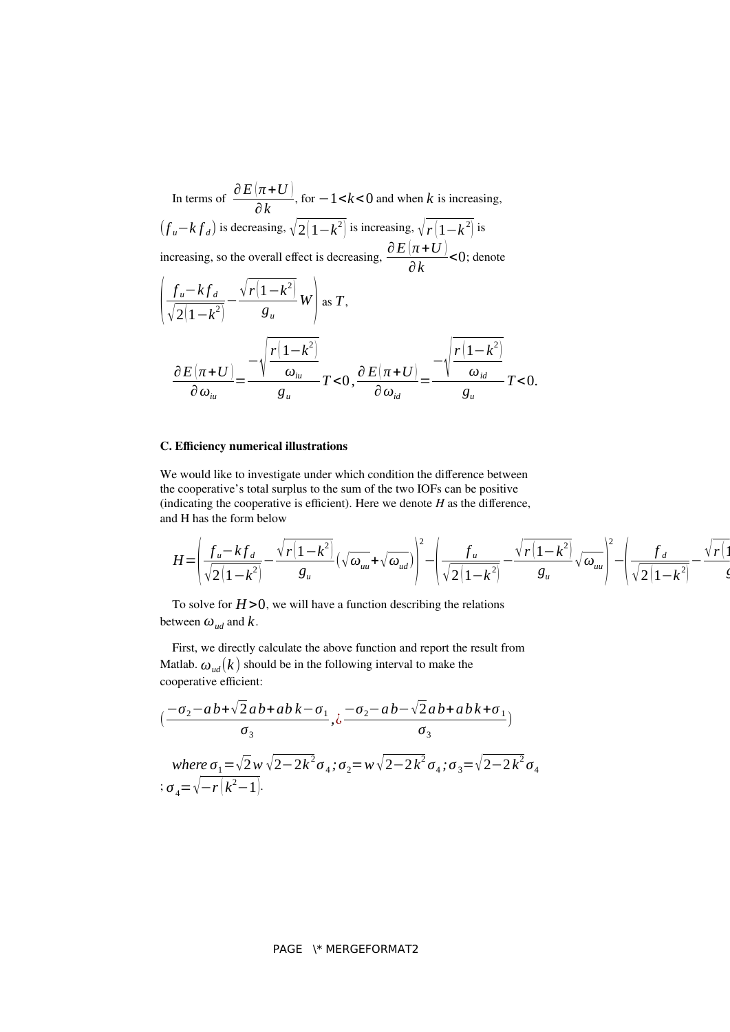In terms of $\frac{\partial E(\pi+U)}{\partial k}$, for $-1<k<0$ and when $k$ is increasing, $(f_u - k f_d)$ is decreasing, $\sqrt{2(1-k^2)}$ is increasing, $\sqrt{r(1-k^2)}$ is increasing, so the overall effect is decreasing, $\frac{\partial E(\pi+U)}{\partial k}<0$; denote $\left(\frac{f_u - k f_d}{\sqrt{2(1-k^2)}} - \frac{\sqrt{r(1-k^2)}}{g_u} W\right)$ as $T$,

$$\frac{\partial E(\pi+U)}{\partial \omega_{iu}} = \frac{-\sqrt{\frac{r(1-k^2)}{\omega_{iu}}}}{g_u} T<0, \frac{\partial E(\pi+U)}{\partial \omega_{id}} = \frac{-\sqrt{\frac{r(1-k^2)}{\omega_{id}}}}{g_u} T<0.$$

**C. Efficiency numerical illustrations**

We would like to investigate under which condition the difference between the cooperative's total surplus to the sum of the two IOFs can be positive (indicating the cooperative is efficient). Here we denote $H$ as the difference, and H has the form below

$$H=\left(\frac{f_u - k f_d}{\sqrt{2(1-k^2)}} - \frac{\sqrt{r(1-k^2)}}{g_u}\left(\sqrt{\omega_{uu}}+\sqrt{\omega_{ud}}\right)\right)^2 - \left(\frac{f_u}{\sqrt{2(1-k^2)}} - \frac{\sqrt{r(1-k^2)}}{g_u}\sqrt{\omega_{uu}}\right)^2 - \left(\frac{f_d}{\sqrt{2(1-k^2)}} - \frac{\sqrt{r(1}}{g}\right.$$

To solve for $H>0$, we will have a function describing the relations between $\omega_{ud}$ and $k$.

First, we directly calculate the above function and report the result from Matlab. $\omega_{ud}(k)$ should be in the following interval to make the cooperative efficient:

$$\left(\frac{-\sigma_2 - ab + \sqrt{2}ab + abk - \sigma_1}{\sigma_3}, ¿ \frac{-\sigma_2 - ab - \sqrt{2}ab + abk + \sigma_1}{\sigma_3}\right)$$

*where* $\sigma_1 = \sqrt{2} w \sqrt{2-2k^2}\sigma_4; \sigma_2 = w\sqrt{2-2k^2}\sigma_4; \sigma_3 = \sqrt{2-2k^2}\sigma_4$; $\sigma_4 = \sqrt{-r(k^2-1)}$.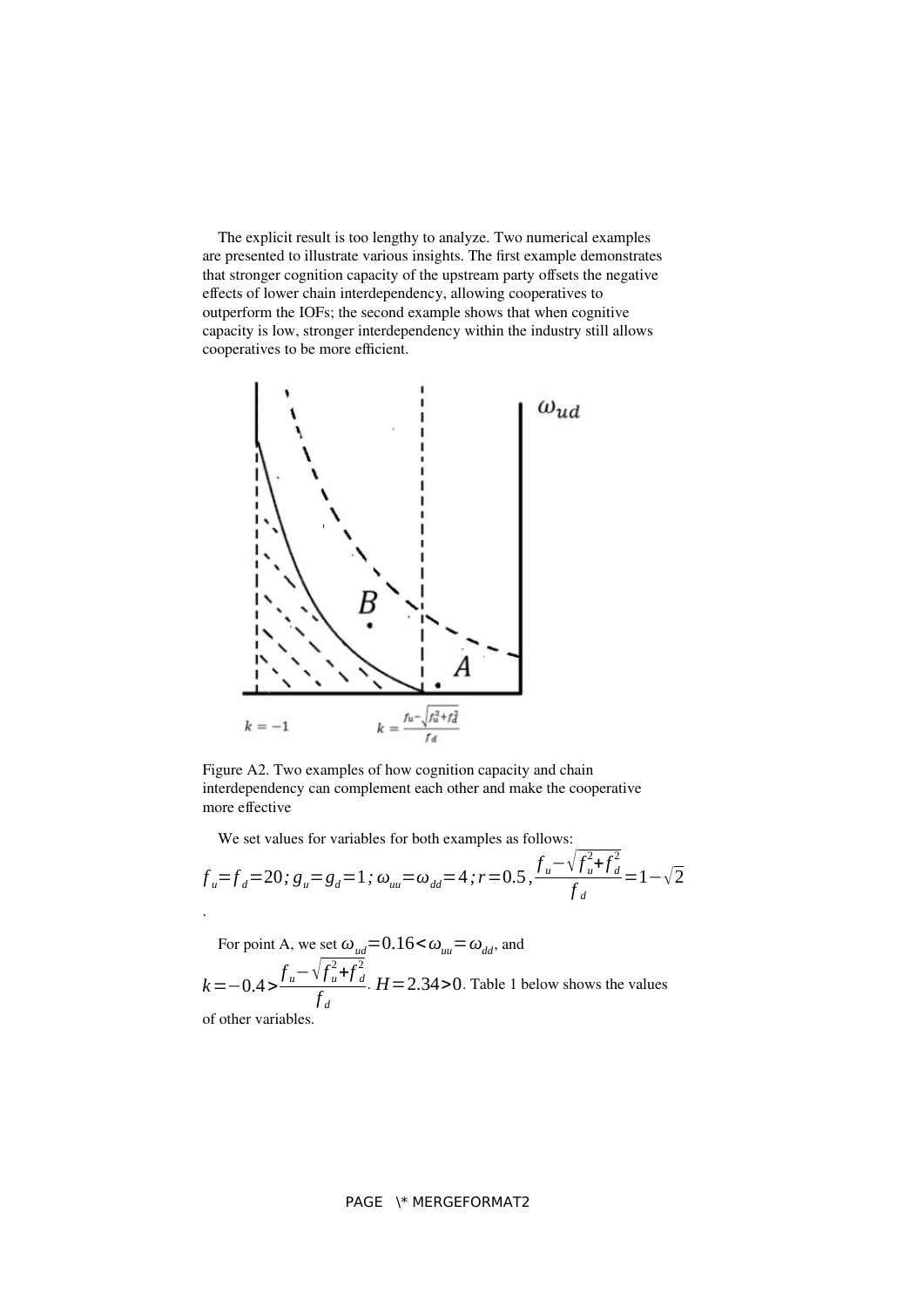The explicit result is too lengthy to analyze. Two numerical examples are presented to illustrate various insights. The first example demonstrates that stronger cognition capacity of the upstream party offsets the negative effects of lower chain interdependency, allowing cooperatives to outperform the IOFs; the second example shows that when cognitive capacity is low, stronger interdependency within the industry still allows cooperatives to be more efficient.

Figure A2. Two examples of how cognition capacity and chain interdependency can complement each other and make the cooperative more effective

We set values for variables for both examples as follows:

$$f_u = f_d = 20; g_u = g_d = 1; \omega_{uu} = \omega_{dd} = 4; r = 0.5, \frac{f_u - \sqrt{f_u^2 + f_d^2}}{f_d} = 1 - \sqrt{2}$$

.

For point A, we set $\omega_{ud} = 0.16 < \omega_{uu} = \omega_{dd}$, and $k = -0.4 > \frac{f_u - \sqrt{f_u^2 + f_d^2}}{f_d}$. $H = 2.34 > 0$. Table 1 below shows the values of other variables.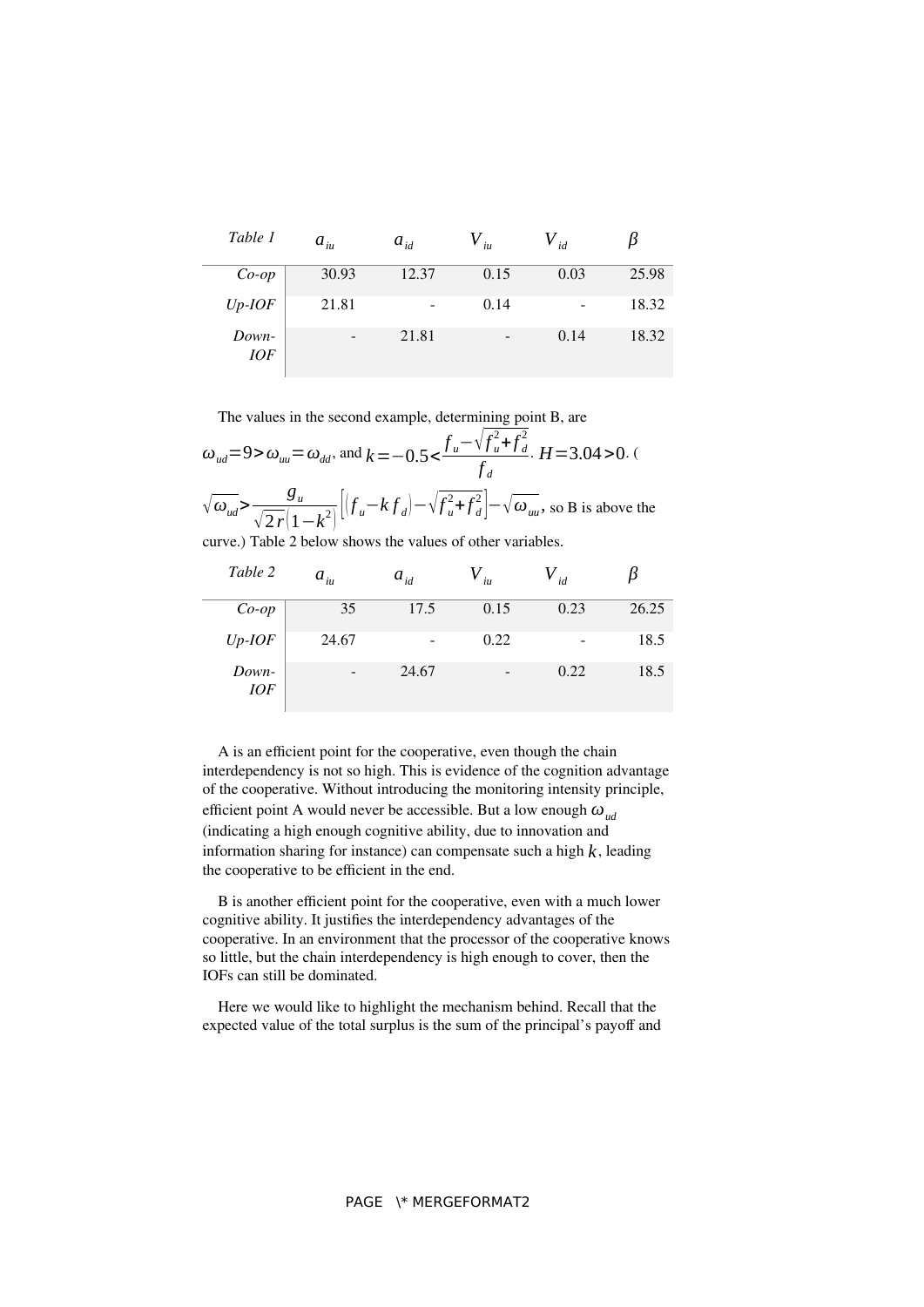| *Table 1* | $a_{iu}$ | $a_{id}$ | $V_{iu}$ | $V_{id}$ | $\beta$ |
|---|---|---|---|---|---|
| *Co-op* | 30.93 | 12.37 | 0.15 | 0.03 | 25.98 |
| *Up-IOF* | 21.81 | - | 0.14 | - | 18.32 |
| *Down-IOF* | - | 21.81 | - | 0.14 | 18.32 |

The values in the second example, determining point B, are $\omega_{ud}=9>\omega_{uu}=\omega_{dd}$, and $k=-0.5<\frac{f_u-\sqrt{f_u^2+f_d^2}}{f_d}$. $H=3.04>0$. ($\sqrt{\omega_{ud}}>\frac{g_u}{\sqrt{2r}\left(1-k^2\right)}\left[\left(f_u-k f_d\right)-\sqrt{f_u^2+f_d^2}\right]-\sqrt{\omega_{uu}}$, so B is above the curve.) Table 2 below shows the values of other variables.

| *Table 2* | $a_{iu}$ | $a_{id}$ | $V_{iu}$ | $V_{id}$ | $\beta$ |
|---|---|---|---|---|---|
| *Co-op* | 35 | 17.5 | 0.15 | 0.23 | 26.25 |
| *Up-IOF* | 24.67 | - | 0.22 | - | 18.5 |
| *Down-IOF* | - | 24.67 | - | 0.22 | 18.5 |

A is an efficient point for the cooperative, even though the chain interdependency is not so high. This is evidence of the cognition advantage of the cooperative. Without introducing the monitoring intensity principle, efficient point A would never be accessible. But a low enough $\omega_{ud}$ (indicating a high enough cognitive ability, due to innovation and information sharing for instance) can compensate such a high $k$, leading the cooperative to be efficient in the end.

B is another efficient point for the cooperative, even with a much lower cognitive ability. It justifies the interdependency advantages of the cooperative. In an environment that the processor of the cooperative knows so little, but the chain interdependency is high enough to cover, then the IOFs can still be dominated.

Here we would like to highlight the mechanism behind. Recall that the expected value of the total surplus is the sum of the principal's payoff and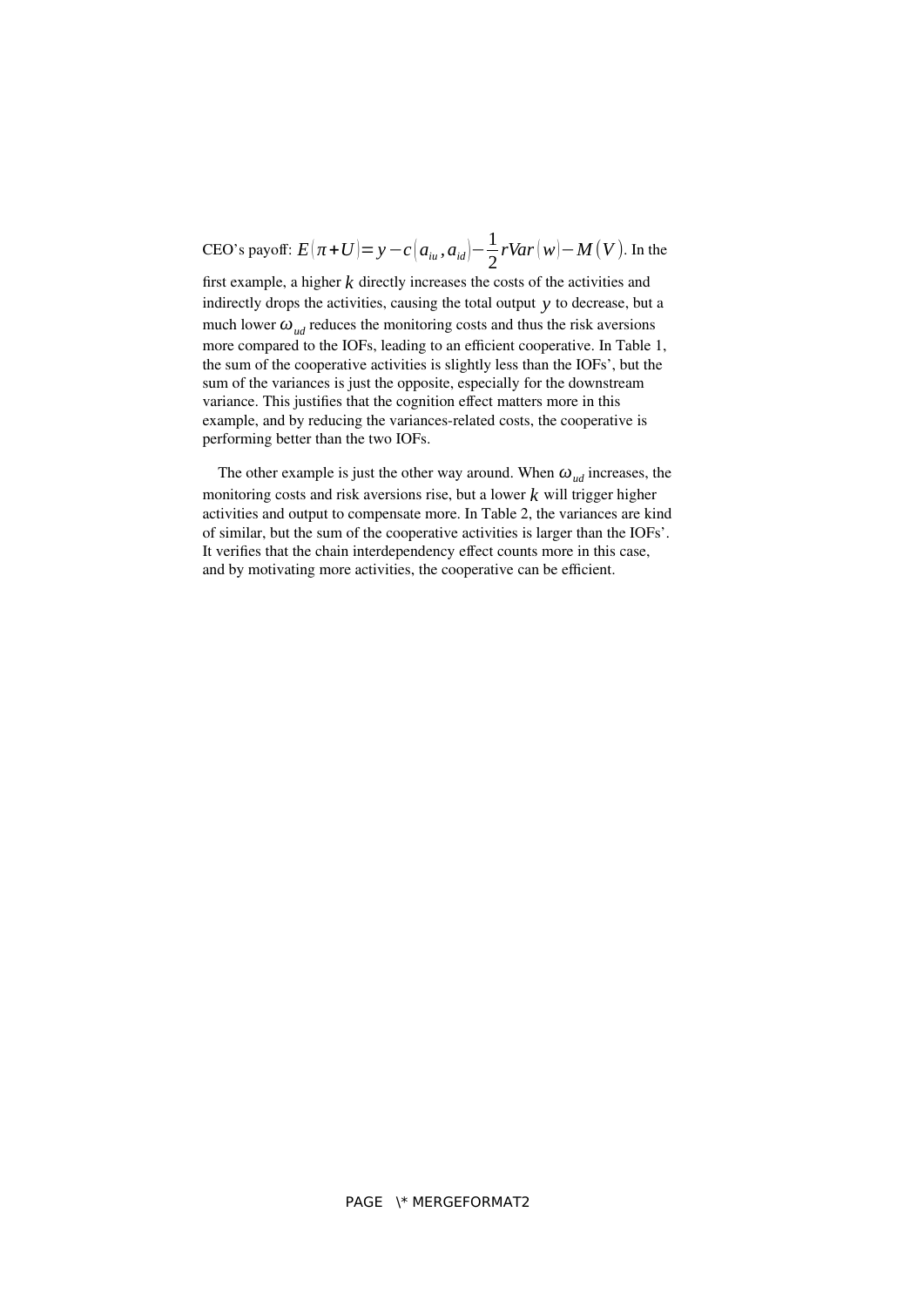CEO's payoff: $E(\pi + U) = y - c(a_{iu}, a_{id}) - \frac{1}{2} rVar(w) - M(V)$. In the first example, a higher $k$ directly increases the costs of the activities and indirectly drops the activities, causing the total output $y$ to decrease, but a much lower $\omega_{ud}$ reduces the monitoring costs and thus the risk aversions more compared to the IOFs, leading to an efficient cooperative. In Table 1, the sum of the cooperative activities is slightly less than the IOFs', but the sum of the variances is just the opposite, especially for the downstream variance. This justifies that the cognition effect matters more in this example, and by reducing the variances-related costs, the cooperative is performing better than the two IOFs.

The other example is just the other way around. When $\omega_{ud}$ increases, the monitoring costs and risk aversions rise, but a lower $k$ will trigger higher activities and output to compensate more. In Table 2, the variances are kind of similar, but the sum of the cooperative activities is larger than the IOFs'. It verifies that the chain interdependency effect counts more in this case, and by motivating more activities, the cooperative can be efficient.